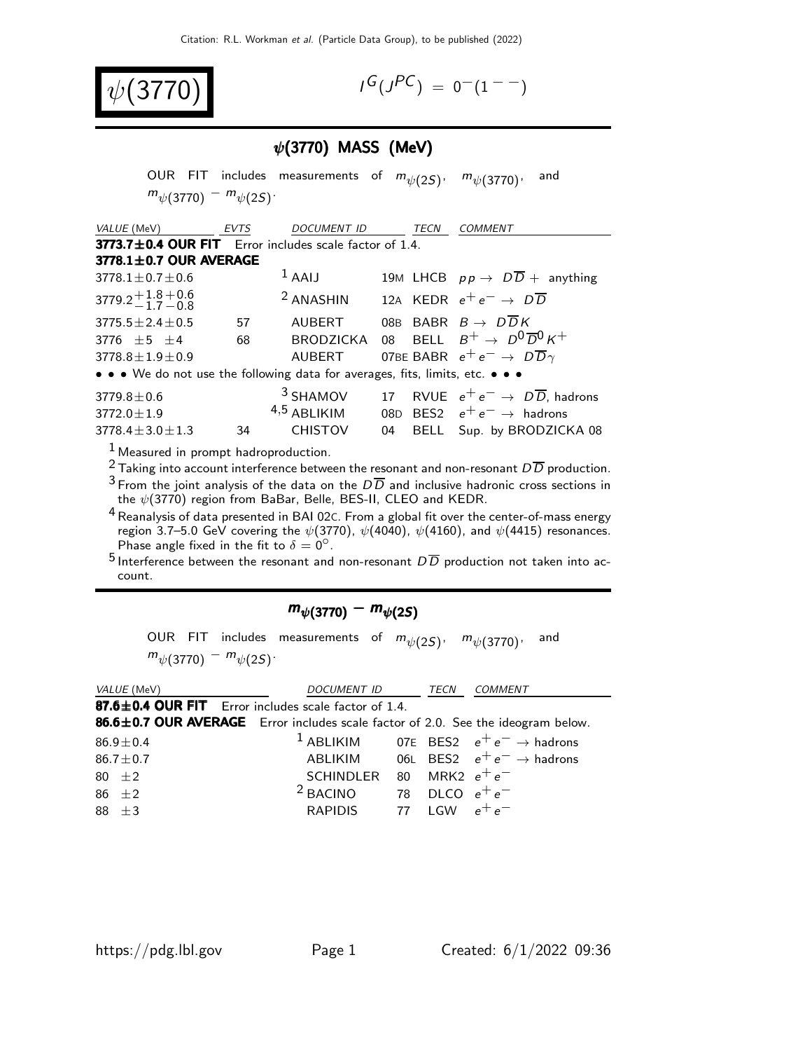Citation: R.L. Workman *et al.* (Particle Data Group), to be published (2022)

# $\psi(3770)$

$I^G(J^{PC}) = 0^-(1^{--})$

## $\psi(3770)$ MASS (MeV)

OUR FIT includes measurements of $m_{\psi(2S)}$, $m_{\psi(3770)}$, and $m_{\psi(3770)} - m_{\psi(2S)}$.

| VALUE (MeV) | EVTS | DOCUMENT ID | | TECN | COMMENT |
|---|---|---|---|---|---|
| **3773.7±0.4 OUR FIT** Error includes scale factor of 1.4. | | | | | |
| **3778.1±0.7 OUR AVERAGE** | | | | | |
| $3778.1 \pm 0.7 \pm 0.6$ | | [1] AAIJ | 19M | LHCB | $pp \to D\overline{D}$ + anything |
| $3779.2^{+1.8}_{-1.7}{}^{+0.6}_{-0.8}$ | | [2] ANASHIN | 12A | KEDR | $e^+e^- \to D\overline{D}$ |
| $3775.5 \pm 2.4 \pm 0.5$ | 57 | AUBERT | 08B | BABR | $B \to D\overline{D}K$ |
| $3776 \pm 5 \pm 4$ | 68 | BRODZICKA | 08 | BELL | $B^+ \to D^0\overline{D}^0K^+$ |
| $3778.8 \pm 1.9 \pm 0.9$ | | AUBERT | 07BE | BABR | $e^+e^- \to D\overline{D}\gamma$ |
| • • • We do not use the following data for averages, fits, limits, etc. • • • | | | | | |
| $3779.8 \pm 0.6$ | | [3] SHAMOV | 17 | RVUE | $e^+e^- \to D\overline{D}$, hadrons |
| $3772.0 \pm 1.9$ | | [4,5] ABLIKIM | 08D | BES2 | $e^+e^- \to$ hadrons |
| $3778.4 \pm 3.0 \pm 1.3$ | 34 | CHISTOV | 04 | BELL | Sup. by BRODZICKA 08 |

[1] Measured in prompt hadroproduction.

[2] Taking into account interference between the resonant and non-resonant $D\overline{D}$ production.

[3] From the joint analysis of the data on the $D\overline{D}$ and inclusive hadronic cross sections in the $\psi(3770)$ region from BaBar, Belle, BES-II, CLEO and KEDR.

[4] Reanalysis of data presented in BAI 02C. From a global fit over the center-of-mass energy region 3.7–5.0 GeV covering the $\psi(3770)$, $\psi(4040)$, $\psi(4160)$, and $\psi(4415)$ resonances. Phase angle fixed in the fit to $\delta = 0^\circ$.

[5] Interference between the resonant and non-resonant $D\overline{D}$ production not taken into account.

## $m_{\psi(3770)} - m_{\psi(2S)}$

OUR FIT includes measurements of $m_{\psi(2S)}$, $m_{\psi(3770)}$, and $m_{\psi(3770)} - m_{\psi(2S)}$.

| VALUE (MeV) | DOCUMENT ID | | TECN | COMMENT |
|---|---|---|---|---|
| **87.6±0.4 OUR FIT** Error includes scale factor of 1.4. | | | | |
| **86.6±0.7 OUR AVERAGE** Error includes scale factor of 2.0. See the ideogram below. | | | | |
| $86.9 \pm 0.4$ | [1] ABLIKIM | 07E | BES2 | $e^+e^- \to$ hadrons |
| $86.7 \pm 0.7$ | ABLIKIM | 06L | BES2 | $e^+e^- \to$ hadrons |
| $80 \pm 2$ | SCHINDLER | 80 | MRK2 | $e^+e^-$ |
| $86 \pm 2$ | [2] BACINO | 78 | DLCO | $e^+e^-$ |
| $88 \pm 3$ | RAPIDIS | 77 | LGW | $e^+e^-$ |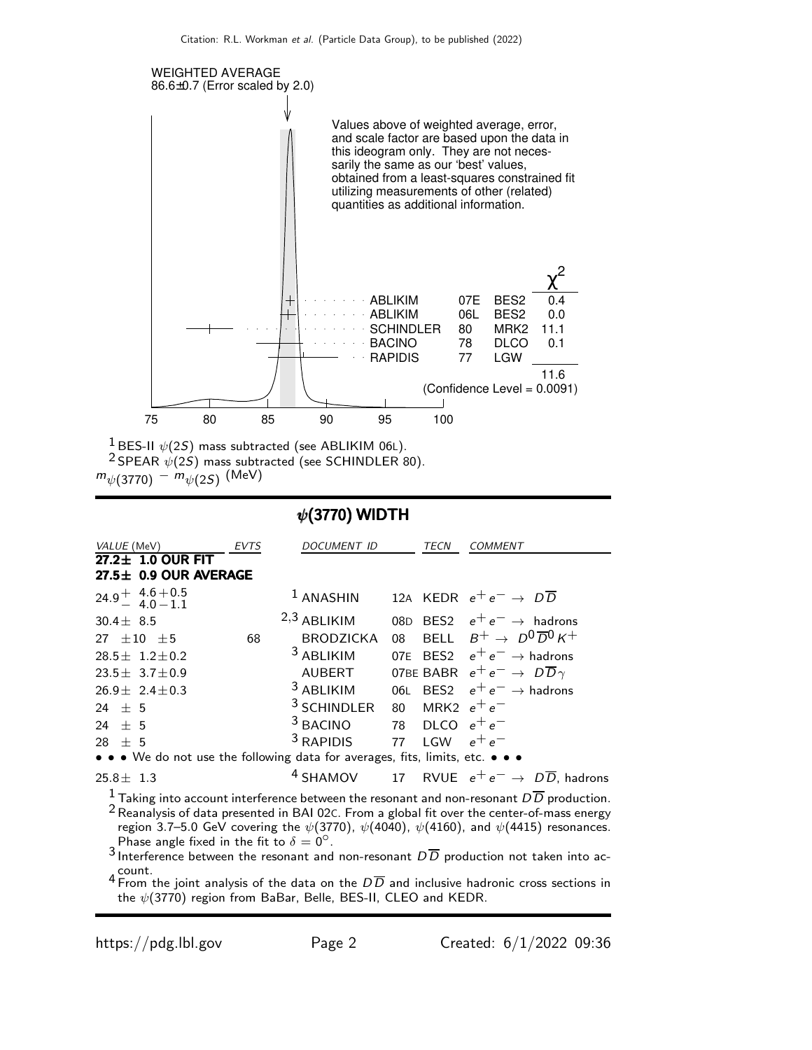WEIGHTED AVERAGE
86.6±0.7 (Error scaled by 2.0)

Values above of weighted average, error, and scale factor are based upon the data in this ideogram only. They are not necessarily the same as our 'best' values, obtained from a least-squares constrained fit utilizing measurements of other (related) quantities as additional information.

| | | | $\chi^2$ |
|---|---|---|---|
| ABLIKIM | 07E | BES2 | 0.4 |
| ABLIKIM | 06L | BES2 | 0.0 |
| SCHINDLER | 80 | MRK2 | 11.1 |
| BACINO | 78 | DLCO | 0.1 |
| RAPIDIS | 77 | LGW | |
| | | | 11.6 |

(Confidence Level = 0.0091)

75 80 85 90 95 100

[1] BES-II $\psi(2S)$ mass subtracted (see ABLIKIM 06L).
[2] SPEAR $\psi(2S)$ mass subtracted (see SCHINDLER 80).

$m_{\psi(3770)} - m_{\psi(2S)}$ (MeV)

## $\psi(3770)$ WIDTH

| VALUE (MeV) | EVTS | DOCUMENT ID | | TECN | COMMENT |
|---|---|---|---|---|---|
| **27.2± 1.0 OUR FIT** | | | | | |
| **27.5± 0.9 OUR AVERAGE** | | | | | |
| $24.9^{+4.6+0.5}_{-4.0-1.1}$ | | [1] ANASHIN | 12A | KEDR | $e^+e^- \rightarrow D\overline{D}$ |
| 30.4± 8.5 | | [2,3] ABLIKIM | 08D | BES2 | $e^+e^- \rightarrow$ hadrons |
| 27 ±10 ±5 | 68 | BRODZICKA | 08 | BELL | $B^+ \rightarrow D^0\overline{D}{}^0K^+$ |
| 28.5± 1.2±0.2 | | [3] ABLIKIM | 07E | BES2 | $e^+e^- \rightarrow$ hadrons |
| 23.5± 3.7±0.9 | | AUBERT | 07BE | BABR | $e^+e^- \rightarrow D\overline{D}\gamma$ |
| 26.9± 2.4±0.3 | | [3] ABLIKIM | 06L | BES2 | $e^+e^- \rightarrow$ hadrons |
| 24 ± 5 | | [3] SCHINDLER | 80 | MRK2 | $e^+e^-$ |
| 24 ± 5 | | [3] BACINO | 78 | DLCO | $e^+e^-$ |
| 28 ± 5 | | [3] RAPIDIS | 77 | LGW | $e^+e^-$ |
| • • • We do not use the following data for averages, fits, limits, etc. • • • | | | | | |
| 25.8± 1.3 | | [4] SHAMOV | 17 | RVUE | $e^+e^- \rightarrow D\overline{D}$, hadrons |

[1] Taking into account interference between the resonant and non-resonant $D\overline{D}$ production.
[2] Reanalysis of data presented in BAI 02C. From a global fit over the center-of-mass energy region 3.7–5.0 GeV covering the $\psi(3770)$, $\psi(4040)$, $\psi(4160)$, and $\psi(4415)$ resonances. Phase angle fixed in the fit to $\delta = 0^\circ$.
[3] Interference between the resonant and non-resonant $D\overline{D}$ production not taken into account.
[4] From the joint analysis of the data on the $D\overline{D}$ and inclusive hadronic cross sections in the $\psi(3770)$ region from BaBar, Belle, BES-II, CLEO and KEDR.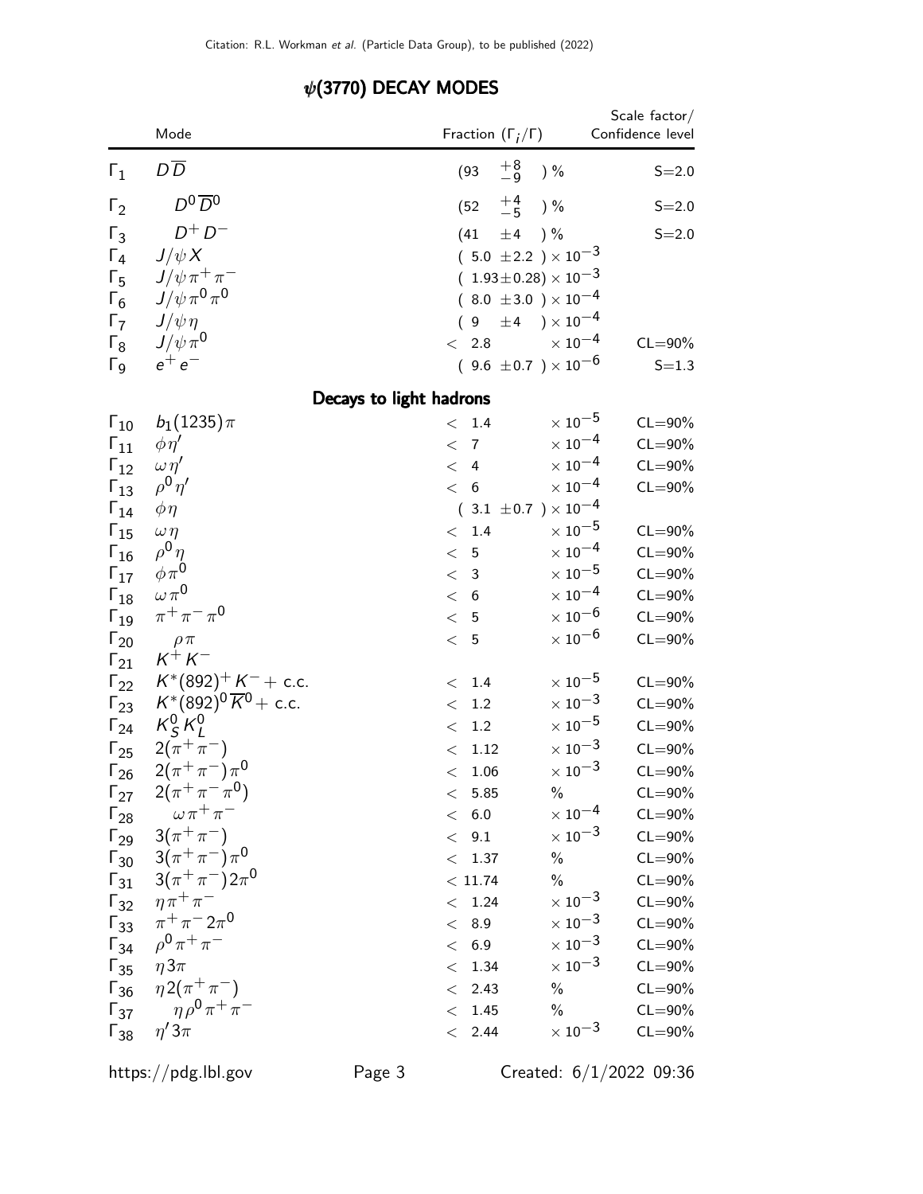## $\psi(3770)$ DECAY MODES

| | Mode | Fraction ($\Gamma_i/\Gamma$) | Scale factor/ Confidence level |
|---|---|---|---|
| $\Gamma_1$ | $D\overline{D}$ | $(93\ {}^{+8}_{-9})$ % | S=2.0 |
| $\Gamma_2$ | $D^0\overline{D}^0$ | $(52\ {}^{+4}_{-5})$ % | S=2.0 |
| $\Gamma_3$ | $D^+D^-$ | $(41\ \pm 4)$ % | S=2.0 |
| $\Gamma_4$ | $J/\psi X$ | $(5.0\ \pm 2.2) \times 10^{-3}$ | |
| $\Gamma_5$ | $J/\psi\pi^+\pi^-$ | $(1.93 \pm 0.28) \times 10^{-3}$ | |
| $\Gamma_6$ | $J/\psi\pi^0\pi^0$ | $(8.0\ \pm 3.0) \times 10^{-4}$ | |
| $\Gamma_7$ | $J/\psi\eta$ | $(9\ \pm 4) \times 10^{-4}$ | |
| $\Gamma_8$ | $J/\psi\pi^0$ | $< 2.8 \times 10^{-4}$ | CL=90% |
| $\Gamma_9$ | $e^+e^-$ | $(9.6\ \pm 0.7) \times 10^{-6}$ | S=1.3 |
| | **Decays to light hadrons** | | |
| $\Gamma_{10}$ | $b_1(1235)\pi$ | $< 1.4 \times 10^{-5}$ | CL=90% |
| $\Gamma_{11}$ | $\phi\eta'$ | $< 7 \times 10^{-4}$ | CL=90% |
| $\Gamma_{12}$ | $\omega\eta'$ | $< 4 \times 10^{-4}$ | CL=90% |
| $\Gamma_{13}$ | $\rho^0\eta'$ | $< 6 \times 10^{-4}$ | CL=90% |
| $\Gamma_{14}$ | $\phi\eta$ | $(3.1\ \pm 0.7) \times 10^{-4}$ | |
| $\Gamma_{15}$ | $\omega\eta$ | $< 1.4 \times 10^{-5}$ | CL=90% |
| $\Gamma_{16}$ | $\rho^0\eta$ | $< 5 \times 10^{-4}$ | CL=90% |
| $\Gamma_{17}$ | $\phi\pi^0$ | $< 3 \times 10^{-5}$ | CL=90% |
| $\Gamma_{18}$ | $\omega\pi^0$ | $< 6 \times 10^{-4}$ | CL=90% |
| $\Gamma_{19}$ | $\pi^+\pi^-\pi^0$ | $< 5 \times 10^{-6}$ | CL=90% |
| $\Gamma_{20}$ | $\rho\pi$ | $< 5 \times 10^{-6}$ | CL=90% |
| $\Gamma_{21}$ | $K^+K^-$ | | |
| $\Gamma_{22}$ | $K^*(892)^+K^-$ + c.c. | $< 1.4 \times 10^{-5}$ | CL=90% |
| $\Gamma_{23}$ | $K^*(892)^0\overline{K}^0$ + c.c. | $< 1.2 \times 10^{-3}$ | CL=90% |
| $\Gamma_{24}$ | $K^0_S K^0_L$ | $< 1.2 \times 10^{-5}$ | CL=90% |
| $\Gamma_{25}$ | $2(\pi^+\pi^-)$ | $< 1.12 \times 10^{-3}$ | CL=90% |
| $\Gamma_{26}$ | $2(\pi^+\pi^-)\pi^0$ | $< 1.06 \times 10^{-3}$ | CL=90% |
| $\Gamma_{27}$ | $2(\pi^+\pi^-\pi^0)$ | $< 5.85$ % | CL=90% |
| $\Gamma_{28}$ | $\omega\pi^+\pi^-$ | $< 6.0 \times 10^{-4}$ | CL=90% |
| $\Gamma_{29}$ | $3(\pi^+\pi^-)$ | $< 9.1 \times 10^{-3}$ | CL=90% |
| $\Gamma_{30}$ | $3(\pi^+\pi^-)\pi^0$ | $< 1.37$ % | CL=90% |
| $\Gamma_{31}$ | $3(\pi^+\pi^-)2\pi^0$ | $< 11.74$ % | CL=90% |
| $\Gamma_{32}$ | $\eta\pi^+\pi^-$ | $< 1.24 \times 10^{-3}$ | CL=90% |
| $\Gamma_{33}$ | $\pi^+\pi^-2\pi^0$ | $< 8.9 \times 10^{-3}$ | CL=90% |
| $\Gamma_{34}$ | $\rho^0\pi^+\pi^-$ | $< 6.9 \times 10^{-3}$ | CL=90% |
| $\Gamma_{35}$ | $\eta 3\pi$ | $< 1.34 \times 10^{-3}$ | CL=90% |
| $\Gamma_{36}$ | $\eta 2(\pi^+\pi^-)$ | $< 2.43$ % | CL=90% |
| $\Gamma_{37}$ | $\eta\rho^0\pi^+\pi^-$ | $< 1.45$ % | CL=90% |
| $\Gamma_{38}$ | $\eta' 3\pi$ | $< 2.44 \times 10^{-3}$ | CL=90% |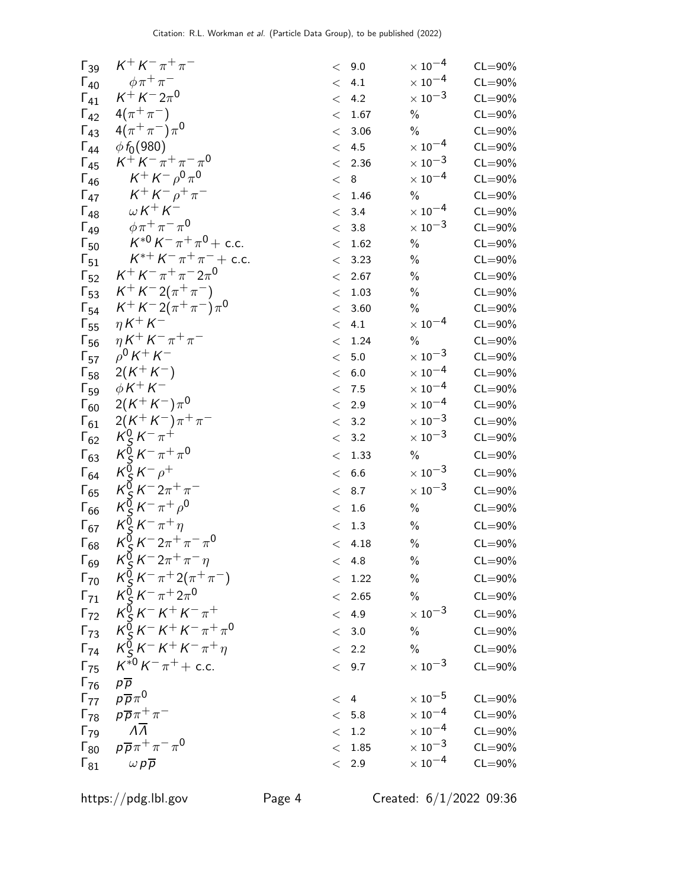| | | | | | |
|---|---|---|---|---|---|
| $\Gamma_{39}$ | $K^+K^-\pi^+\pi^-$ | $<$ 9.0 | $\times 10^{-4}$ | CL=90% |
| $\Gamma_{40}$ | $\phi\pi^+\pi^-$ | $<$ 4.1 | $\times 10^{-4}$ | CL=90% |
| $\Gamma_{41}$ | $K^+K^-2\pi^0$ | $<$ 4.2 | $\times 10^{-3}$ | CL=90% |
| $\Gamma_{42}$ | $4(\pi^+\pi^-)$ | $<$ 1.67 | % | CL=90% |
| $\Gamma_{43}$ | $4(\pi^+\pi^-)\pi^0$ | $<$ 3.06 | % | CL=90% |
| $\Gamma_{44}$ | $\phi f_0(980)$ | $<$ 4.5 | $\times 10^{-4}$ | CL=90% |
| $\Gamma_{45}$ | $K^+K^-\pi^+\pi^-\pi^0$ | $<$ 2.36 | $\times 10^{-3}$ | CL=90% |
| $\Gamma_{46}$ | $K^+K^-\rho^0\pi^0$ | $<$ 8 | $\times 10^{-4}$ | CL=90% |
| $\Gamma_{47}$ | $K^+K^-\rho^+\pi^-$ | $<$ 1.46 | % | CL=90% |
| $\Gamma_{48}$ | $\omega K^+K^-$ | $<$ 3.4 | $\times 10^{-4}$ | CL=90% |
| $\Gamma_{49}$ | $\phi\pi^+\pi^-\pi^0$ | $<$ 3.8 | $\times 10^{-3}$ | CL=90% |
| $\Gamma_{50}$ | $K^{*0}K^-\pi^+\pi^0 +$ c.c. | $<$ 1.62 | % | CL=90% |
| $\Gamma_{51}$ | $K^{*+}K^-\pi^+\pi^- +$ c.c. | $<$ 3.23 | % | CL=90% |
| $\Gamma_{52}$ | $K^+K^-\pi^+\pi^-2\pi^0$ | $<$ 2.67 | % | CL=90% |
| $\Gamma_{53}$ | $K^+K^-2(\pi^+\pi^-)$ | $<$ 1.03 | % | CL=90% |
| $\Gamma_{54}$ | $K^+K^-2(\pi^+\pi^-)\pi^0$ | $<$ 3.60 | % | CL=90% |
| $\Gamma_{55}$ | $\eta K^+K^-$ | $<$ 4.1 | $\times 10^{-4}$ | CL=90% |
| $\Gamma_{56}$ | $\eta K^+K^-\pi^+\pi^-$ | $<$ 1.24 | % | CL=90% |
| $\Gamma_{57}$ | $\rho^0K^+K^-$ | $<$ 5.0 | $\times 10^{-3}$ | CL=90% |
| $\Gamma_{58}$ | $2(K^+K^-)$ | $<$ 6.0 | $\times 10^{-4}$ | CL=90% |
| $\Gamma_{59}$ | $\phi K^+K^-$ | $<$ 7.5 | $\times 10^{-4}$ | CL=90% |
| $\Gamma_{60}$ | $2(K^+K^-)\pi^0$ | $<$ 2.9 | $\times 10^{-4}$ | CL=90% |
| $\Gamma_{61}$ | $2(K^+K^-)\pi^+\pi^-$ | $<$ 3.2 | $\times 10^{-3}$ | CL=90% |
| $\Gamma_{62}$ | $K^0_SK^-\pi^+$ | $<$ 3.2 | $\times 10^{-3}$ | CL=90% |
| $\Gamma_{63}$ | $K^0_SK^-\pi^+\pi^0$ | $<$ 1.33 | % | CL=90% |
| $\Gamma_{64}$ | $K^0_SK^-\rho^+$ | $<$ 6.6 | $\times 10^{-3}$ | CL=90% |
| $\Gamma_{65}$ | $K^0_SK^-2\pi^+\pi^-$ | $<$ 8.7 | $\times 10^{-3}$ | CL=90% |
| $\Gamma_{66}$ | $K^0_SK^-\pi^+\rho^0$ | $<$ 1.6 | % | CL=90% |
| $\Gamma_{67}$ | $K^0_SK^-\pi^+\eta$ | $<$ 1.3 | % | CL=90% |
| $\Gamma_{68}$ | $K^0_SK^-2\pi^+\pi^-\pi^0$ | $<$ 4.18 | % | CL=90% |
| $\Gamma_{69}$ | $K^0_SK^-2\pi^+\pi^-\eta$ | $<$ 4.8 | % | CL=90% |
| $\Gamma_{70}$ | $K^0_SK^-\pi^+2(\pi^+\pi^-)$ | $<$ 1.22 | % | CL=90% |
| $\Gamma_{71}$ | $K^0_SK^-\pi^+2\pi^0$ | $<$ 2.65 | % | CL=90% |
| $\Gamma_{72}$ | $K^0_SK^-K^+K^-\pi^+$ | $<$ 4.9 | $\times 10^{-3}$ | CL=90% |
| $\Gamma_{73}$ | $K^0_SK^-K^+K^-\pi^+\pi^0$ | $<$ 3.0 | % | CL=90% |
| $\Gamma_{74}$ | $K^0_SK^-K^+K^-\pi^+\eta$ | $<$ 2.2 | % | CL=90% |
| $\Gamma_{75}$ | $K^{*0}K^-\pi^+ +$ c.c. | $<$ 9.7 | $\times 10^{-3}$ | CL=90% |
| $\Gamma_{76}$ | $p\overline{p}$ | | | |
| $\Gamma_{77}$ | $p\overline{p}\pi^0$ | $<$ 4 | $\times 10^{-5}$ | CL=90% |
| $\Gamma_{78}$ | $p\overline{p}\pi^+\pi^-$ | $<$ 5.8 | $\times 10^{-4}$ | CL=90% |
| $\Gamma_{79}$ | $\Lambda\overline{\Lambda}$ | $<$ 1.2 | $\times 10^{-4}$ | CL=90% |
| $\Gamma_{80}$ | $p\overline{p}\pi^+\pi^-\pi^0$ | $<$ 1.85 | $\times 10^{-3}$ | CL=90% |
| $\Gamma_{81}$ | $\omega p\overline{p}$ | $<$ 2.9 | $\times 10^{-4}$ | CL=90% |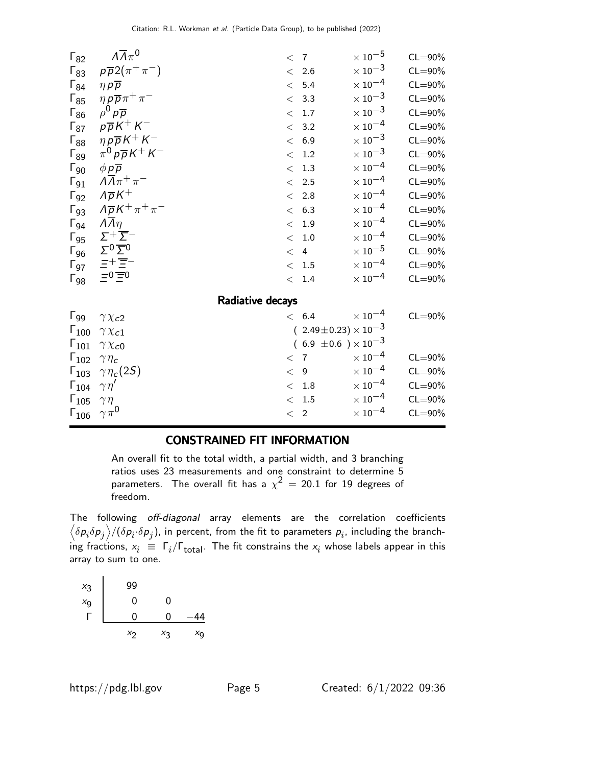| | Mode | | Value | | Confidence level |
|---|---|---|---|---|---|
| $\Gamma_{82}$ | $\Lambda\overline{\Lambda}\pi^0$ | $<$ 7 | | $\times 10^{-5}$ | CL=90% |
| $\Gamma_{83}$ | $p\overline{p}2(\pi^+\pi^-)$ | $<$ 2.6 | | $\times 10^{-3}$ | CL=90% |
| $\Gamma_{84}$ | $\eta p\overline{p}$ | $<$ 5.4 | | $\times 10^{-4}$ | CL=90% |
| $\Gamma_{85}$ | $\eta p\overline{p}\pi^+\pi^-$ | $<$ 3.3 | | $\times 10^{-3}$ | CL=90% |
| $\Gamma_{86}$ | $\rho^0 p\overline{p}$ | $<$ 1.7 | | $\times 10^{-3}$ | CL=90% |
| $\Gamma_{87}$ | $p\overline{p}K^+K^-$ | $<$ 3.2 | | $\times 10^{-4}$ | CL=90% |
| $\Gamma_{88}$ | $\eta p\overline{p}K^+K^-$ | $<$ 6.9 | | $\times 10^{-3}$ | CL=90% |
| $\Gamma_{89}$ | $\pi^0 p\overline{p}K^+K^-$ | $<$ 1.2 | | $\times 10^{-3}$ | CL=90% |
| $\Gamma_{90}$ | $\phi p\overline{p}$ | $<$ 1.3 | | $\times 10^{-4}$ | CL=90% |
| $\Gamma_{91}$ | $\Lambda\overline{\Lambda}\pi^+\pi^-$ | $<$ 2.5 | | $\times 10^{-4}$ | CL=90% |
| $\Gamma_{92}$ | $\Lambda\overline{p}K^+$ | $<$ 2.8 | | $\times 10^{-4}$ | CL=90% |
| $\Gamma_{93}$ | $\Lambda\overline{p}K^+\pi^+\pi^-$ | $<$ 6.3 | | $\times 10^{-4}$ | CL=90% |
| $\Gamma_{94}$ | $\Lambda\overline{\Lambda}\eta$ | $<$ 1.9 | | $\times 10^{-4}$ | CL=90% |
| $\Gamma_{95}$ | $\Sigma^+\overline{\Sigma}^-$ | $<$ 1.0 | | $\times 10^{-4}$ | CL=90% |
| $\Gamma_{96}$ | $\Sigma^0\overline{\Sigma}^0$ | $<$ 4 | | $\times 10^{-5}$ | CL=90% |
| $\Gamma_{97}$ | $\Xi^+\overline{\Xi}^-$ | $<$ 1.5 | | $\times 10^{-4}$ | CL=90% |
| $\Gamma_{98}$ | $\Xi^0\overline{\Xi}^0$ | $<$ 1.4 | | $\times 10^{-4}$ | CL=90% |

### Radiative decays

| | Mode | Value | | Confidence level |
|---|---|---|---|---|
| $\Gamma_{99}$ | $\gamma\chi_{c2}$ | $<$ 6.4 | $\times 10^{-4}$ | CL=90% |
| $\Gamma_{100}$ | $\gamma\chi_{c1}$ | $(2.49\pm0.23)\times 10^{-3}$ | | |
| $\Gamma_{101}$ | $\gamma\chi_{c0}$ | $(6.9\ \pm0.6\ )\times 10^{-3}$ | | |
| $\Gamma_{102}$ | $\gamma\eta_c$ | $<$ 7 | $\times 10^{-4}$ | CL=90% |
| $\Gamma_{103}$ | $\gamma\eta_c(2S)$ | $<$ 9 | $\times 10^{-4}$ | CL=90% |
| $\Gamma_{104}$ | $\gamma\eta'$ | $<$ 1.8 | $\times 10^{-4}$ | CL=90% |
| $\Gamma_{105}$ | $\gamma\eta$ | $<$ 1.5 | $\times 10^{-4}$ | CL=90% |
| $\Gamma_{106}$ | $\gamma\pi^0$ | $<$ 2 | $\times 10^{-4}$ | CL=90% |

## CONSTRAINED FIT INFORMATION

An overall fit to the total width, a partial width, and 3 branching ratios uses 23 measurements and one constraint to determine 5 parameters. The overall fit has a $\chi^2 = 20.1$ for 19 degrees of freedom.

The following *off-diagonal* array elements are the correlation coefficients $\left\langle\delta p_i\delta p_j\right\rangle/(\delta p_i\cdot\delta p_j)$, in percent, from the fit to parameters $p_i$, including the branching fractions, $x_i \equiv \Gamma_i/\Gamma_{\text{total}}$. The fit constrains the $x_i$ whose labels appear in this array to sum to one.

| | | | |
|---|---|---|---|
| $x_3$ | 99 | | |
| $x_9$ | 0 | 0 | |
| $\Gamma$ | 0 | 0 | $-44$ |
| | $x_2$ | $x_3$ | $x_9$ |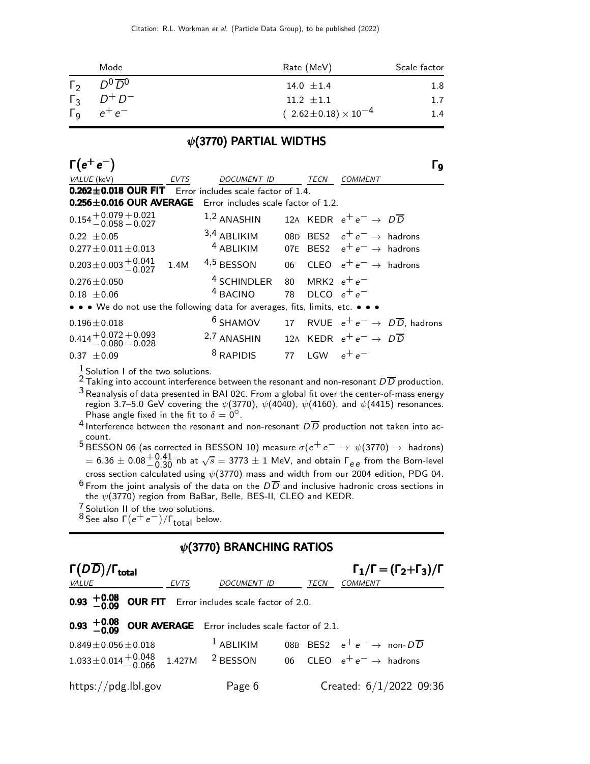| | Mode | Rate (MeV) | Scale factor |
|---|---|---|---|
| $\Gamma_2$ | $D^0\overline{D}^0$ | $14.0 \pm 1.4$ | 1.8 |
| $\Gamma_3$ | $D^+D^-$ | $11.2 \pm 1.1$ | 1.7 |
| $\Gamma_9$ | $e^+e^-$ | $(2.62\pm0.18)\times10^{-4}$ | 1.4 |

## $\psi(3770)$ PARTIAL WIDTHS

### $\Gamma(e^+e^-)$ $\Gamma_9$

| VALUE (keV) | EVTS | DOCUMENT ID | | TECN | COMMENT |
|---|---|---|---|---|---|
| **0.262±0.018 OUR FIT** | | Error includes scale factor of 1.4. | | | |
| **0.256±0.016 OUR AVERAGE** | | Error includes scale factor of 1.2. | | | |
| $0.154^{+0.079}_{-0.058}{}^{+0.021}_{-0.027}$ | | [1,2] ANASHIN | 12A | KEDR | $e^+e^- \rightarrow D\overline{D}$ |
| $0.22 \pm 0.05$ | | [3,4] ABLIKIM | 08D | BES2 | $e^+e^- \rightarrow$ hadrons |
| $0.277\pm0.011\pm0.013$ | | [4] ABLIKIM | 07E | BES2 | $e^+e^- \rightarrow$ hadrons |
| $0.203\pm0.003^{+0.041}_{-0.027}$ | 1.4M | [4,5] BESSON | 06 | CLEO | $e^+e^- \rightarrow$ hadrons |
| $0.276\pm0.050$ | | [4] SCHINDLER | 80 | MRK2 | $e^+e^-$ |
| $0.18 \pm 0.06$ | | [4] BACINO | 78 | DLCO | $e^+e^-$ |
| • • • We do not use the following data for averages, fits, limits, etc. • • • | | | | | |
| $0.196\pm0.018$ | | [6] SHAMOV | 17 | RVUE | $e^+e^- \rightarrow D\overline{D}$, hadrons |
| $0.414^{+0.072}_{-0.080}{}^{+0.093}_{-0.028}$ | | [2,7] ANASHIN | 12A | KEDR | $e^+e^- \rightarrow D\overline{D}$ |
| $0.37 \pm 0.09$ | | [8] RAPIDIS | 77 | LGW | $e^+e^-$ |

[1] Solution I of the two solutions.

[2] Taking into account interference between the resonant and non-resonant $D\overline{D}$ production.

[3] Reanalysis of data presented in BAI 02C. From a global fit over the center-of-mass energy region 3.7–5.0 GeV covering the $\psi(3770)$, $\psi(4040)$, $\psi(4160)$, and $\psi(4415)$ resonances. Phase angle fixed in the fit to $\delta = 0^\circ$.

[4] Interference between the resonant and non-resonant $D\overline{D}$ production not taken into account.

[5] BESSON 06 (as corrected in BESSON 10) measure $\sigma(e^+e^- \rightarrow \psi(3770) \rightarrow$ hadrons$) = 6.36 \pm 0.08^{+0.41}_{-0.30}$ nb at $\sqrt{s} = 3773 \pm 1$ MeV, and obtain $\Gamma_{ee}$ from the Born-level cross section calculated using $\psi(3770)$ mass and width from our 2004 edition, PDG 04.

[6] From the joint analysis of the data on the $D\overline{D}$ and inclusive hadronic cross sections in the $\psi(3770)$ region from BaBar, Belle, BES-II, CLEO and KEDR.

[7] Solution II of the two solutions.

[8] See also $\Gamma(e^+e^-)/\Gamma_{\text{total}}$ below.

## $\psi(3770)$ BRANCHING RATIOS

### $\Gamma(D\overline{D})/\Gamma_{\text{total}}$ $\Gamma_1/\Gamma = (\Gamma_2+\Gamma_3)/\Gamma$

| VALUE | EVTS | DOCUMENT ID | | TECN | COMMENT |
|---|---|---|---|---|---|
| $\mathbf{0.93^{+0.08}_{-0.09}}$ **OUR FIT** | | Error includes scale factor of 2.0. | | | |
| $\mathbf{0.93^{+0.08}_{-0.09}}$ **OUR AVERAGE** | | Error includes scale factor of 2.1. | | | |
| $0.849\pm0.056\pm0.018$ | | [1] ABLIKIM | 08B | BES2 | $e^+e^- \rightarrow$ non-$D\overline{D}$ |
| $1.033\pm0.014^{+0.048}_{-0.066}$ | 1.427M | [2] BESSON | 06 | CLEO | $e^+e^- \rightarrow$ hadrons |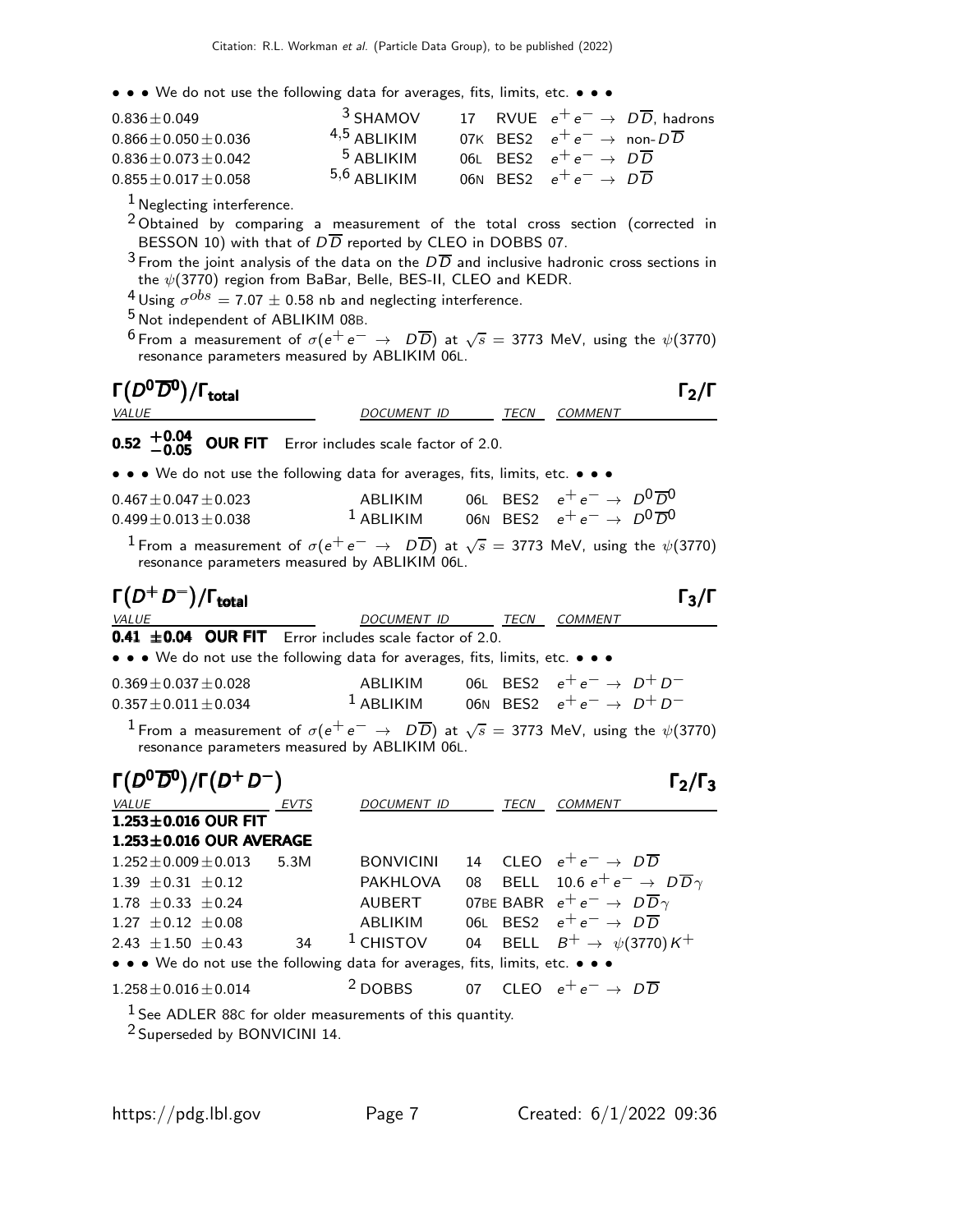• • • We do not use the following data for averages, fits, limits, etc. • • •

| | | | | |
|---|---|---|---|---|
| $0.836 \pm 0.049$ | [3] SHAMOV | 17 | RVUE | $e^+e^- \to D\overline{D}$, hadrons |
| $0.866 \pm 0.050 \pm 0.036$ | [4,5] ABLIKIM | 07K | BES2 | $e^+e^- \to$ non-$D\overline{D}$ |
| $0.836 \pm 0.073 \pm 0.042$ | [5] ABLIKIM | 06L | BES2 | $e^+e^- \to D\overline{D}$ |
| $0.855 \pm 0.017 \pm 0.058$ | [5,6] ABLIKIM | 06N | BES2 | $e^+e^- \to D\overline{D}$ |

[1] Neglecting interference.

[2] Obtained by comparing a measurement of the total cross section (corrected in BESSON 10) with that of $D\overline{D}$ reported by CLEO in DOBBS 07.

[3] From the joint analysis of the data on the $D\overline{D}$ and inclusive hadronic cross sections in the $\psi(3770)$ region from BaBar, Belle, BES-II, CLEO and KEDR.

[4] Using $\sigma^{obs} = 7.07 \pm 0.58$ nb and neglecting interference.

[5] Not independent of ABLIKIM 08B.

[6] From a measurement of $\sigma(e^+e^- \to D\overline{D})$ at $\sqrt{s} = 3773$ MeV, using the $\psi(3770)$ resonance parameters measured by ABLIKIM 06L.

## $\Gamma(D^0\overline{D}^0)/\Gamma_{\text{total}}$ $\qquad\Gamma_2/\Gamma$

| VALUE | DOCUMENT ID | | TECN | COMMENT |
|---|---|---|---|---|
| $\mathbf{0.52\ ^{+0.04}_{-0.05}}$ **OUR FIT** Error includes scale factor of 2.0. | | | | |
| • • • We do not use the following data for averages, fits, limits, etc. • • • | | | | |
| $0.467 \pm 0.047 \pm 0.023$ | ABLIKIM | 06L | BES2 | $e^+e^- \to D^0\overline{D}^0$ |
| $0.499 \pm 0.013 \pm 0.038$ | [1] ABLIKIM | 06N | BES2 | $e^+e^- \to D^0\overline{D}^0$ |

[1] From a measurement of $\sigma(e^+e^- \to D\overline{D})$ at $\sqrt{s} = 3773$ MeV, using the $\psi(3770)$ resonance parameters measured by ABLIKIM 06L.

## $\Gamma(D^+D^-)/\Gamma_{\text{total}}$ $\qquad\Gamma_3/\Gamma$

| VALUE | DOCUMENT ID | | TECN | COMMENT |
|---|---|---|---|---|
| $\mathbf{0.41 \pm 0.04}$ **OUR FIT** Error includes scale factor of 2.0. | | | | |
| • • • We do not use the following data for averages, fits, limits, etc. • • • | | | | |
| $0.369 \pm 0.037 \pm 0.028$ | ABLIKIM | 06L | BES2 | $e^+e^- \to D^+D^-$ |
| $0.357 \pm 0.011 \pm 0.034$ | [1] ABLIKIM | 06N | BES2 | $e^+e^- \to D^+D^-$ |

[1] From a measurement of $\sigma(e^+e^- \to D\overline{D})$ at $\sqrt{s} = 3773$ MeV, using the $\psi(3770)$ resonance parameters measured by ABLIKIM 06L.

## $\Gamma(D^0\overline{D}^0)/\Gamma(D^+D^-)$ $\qquad\Gamma_2/\Gamma_3$

| VALUE | EVTS | DOCUMENT ID | | TECN | COMMENT |
|---|---|---|---|---|---|
| **1.253±0.016 OUR FIT** | | | | | |
| **1.253±0.016 OUR AVERAGE** | | | | | |
| $1.252 \pm 0.009 \pm 0.013$ | 5.3M | BONVICINI | 14 | CLEO | $e^+e^- \to D\overline{D}$ |
| $1.39 \pm 0.31 \pm 0.12$ | | PAKHLOVA | 08 | BELL | $10.6\ e^+e^- \to D\overline{D}\gamma$ |
| $1.78 \pm 0.33 \pm 0.24$ | | AUBERT | 07BE | BABR | $e^+e^- \to D\overline{D}\gamma$ |
| $1.27 \pm 0.12 \pm 0.08$ | | ABLIKIM | 06L | BES2 | $e^+e^- \to D\overline{D}$ |
| $2.43 \pm 1.50 \pm 0.43$ | 34 | [1] CHISTOV | 04 | BELL | $B^+ \to \psi(3770)K^+$ |
| • • • We do not use the following data for averages, fits, limits, etc. • • • | | | | | |
| $1.258 \pm 0.016 \pm 0.014$ | | [2] DOBBS | 07 | CLEO | $e^+e^- \to D\overline{D}$ |

[1] See ADLER 88C for older measurements of this quantity.

[2] Superseded by BONVICINI 14.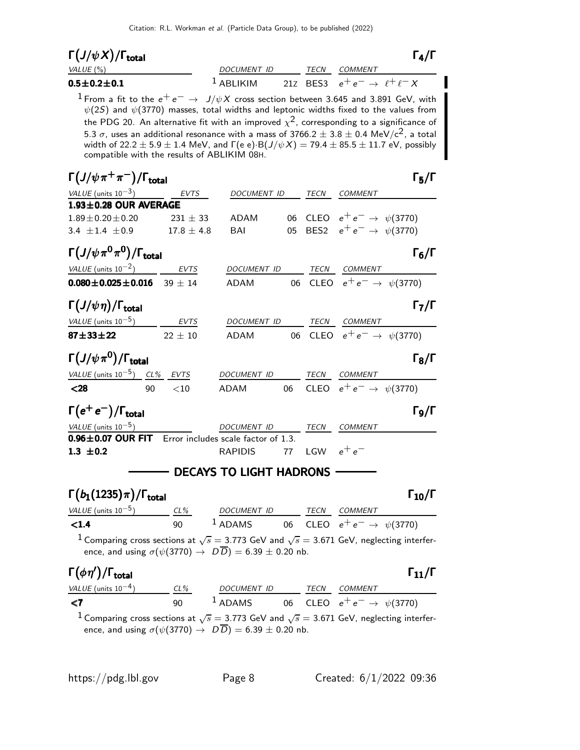### $\Gamma(J/\psi X)/\Gamma_{\text{total}}$ — $\Gamma_4/\Gamma$

| VALUE (%) | DOCUMENT ID | | TECN | COMMENT |
|---|---|---|---|---|
| **0.5±0.2±0.1** | [1] ABLIKIM | 21Z | BES3 | $e^+e^- \to \ell^+\ell^- X$ |

[1] From a fit to the $e^+e^- \to J/\psi X$ cross section between 3.645 and 3.891 GeV, with $\psi(2S)$ and $\psi(3770)$ masses, total widths and leptonic widths fixed to the values from the PDG 20. An alternative fit with an improved $\chi^2$, corresponding to a significance of 5.3 $\sigma$, uses an additional resonance with a mass of $3766.2 \pm 3.8 \pm 0.4$ MeV/$c^2$, a total width of $22.2 \pm 5.9 \pm 1.4$ MeV, and $\Gamma(\text{e e}) \cdot B(J/\psi X) = 79.4 \pm 85.5 \pm 11.7$ eV, possibly compatible with the results of ABLIKIM 08H.

### $\Gamma(J/\psi \pi^+\pi^-)/\Gamma_{\text{total}}$ — $\Gamma_5/\Gamma$

| VALUE (units $10^{-3}$) | EVTS | DOCUMENT ID | | TECN | COMMENT |
|---|---|---|---|---|---|
| **1.93±0.28 OUR AVERAGE** | | | | | |
| $1.89 \pm 0.20 \pm 0.20$ | $231 \pm 33$ | ADAM | 06 | CLEO | $e^+e^- \to \psi(3770)$ |
| $3.4 \pm 1.4 \pm 0.9$ | $17.8 \pm 4.8$ | BAI | 05 | BES2 | $e^+e^- \to \psi(3770)$ |

### $\Gamma(J/\psi \pi^0\pi^0)/\Gamma_{\text{total}}$ — $\Gamma_6/\Gamma$

| VALUE (units $10^{-2}$) | EVTS | DOCUMENT ID | | TECN | COMMENT |
|---|---|---|---|---|---|
| **0.080±0.025±0.016** | $39 \pm 14$ | ADAM | 06 | CLEO | $e^+e^- \to \psi(3770)$ |

### $\Gamma(J/\psi \eta)/\Gamma_{\text{total}}$ — $\Gamma_7/\Gamma$

| VALUE (units $10^{-5}$) | EVTS | DOCUMENT ID | | TECN | COMMENT |
|---|---|---|---|---|---|
| **87±33±22** | $22 \pm 10$ | ADAM | 06 | CLEO | $e^+e^- \to \psi(3770)$ |

### $\Gamma(J/\psi \pi^0)/\Gamma_{\text{total}}$ — $\Gamma_8/\Gamma$

| VALUE (units $10^{-5}$) | CL% | EVTS | DOCUMENT ID | | TECN | COMMENT |
|---|---|---|---|---|---|---|
| **<28** | 90 | <10 | ADAM | 06 | CLEO | $e^+e^- \to \psi(3770)$ |

### $\Gamma(e^+e^-)/\Gamma_{\text{total}}$ — $\Gamma_9/\Gamma$

| VALUE (units $10^{-5}$) | DOCUMENT ID | | TECN | COMMENT |
|---|---|---|---|---|
| **0.96±0.07 OUR FIT** Error includes scale factor of 1.3. | | | | |
| **1.3 ±0.2** | RAPIDIS | 77 | LGW | $e^+e^-$ |

## DECAYS TO LIGHT HADRONS

### $\Gamma(b_1(1235)\pi)/\Gamma_{\text{total}}$ — $\Gamma_{10}/\Gamma$

| VALUE (units $10^{-5}$) | CL% | DOCUMENT ID | | TECN | COMMENT |
|---|---|---|---|---|---|
| **<1.4** | 90 | [1] ADAMS | 06 | CLEO | $e^+e^- \to \psi(3770)$ |

[1] Comparing cross sections at $\sqrt{s} = 3.773$ GeV and $\sqrt{s} = 3.671$ GeV, neglecting interference, and using $\sigma(\psi(3770) \to D\overline{D}) = 6.39 \pm 0.20$ nb.

### $\Gamma(\phi\eta')/\Gamma_{\text{total}}$ — $\Gamma_{11}/\Gamma$

| VALUE (units $10^{-4}$) | CL% | DOCUMENT ID | | TECN | COMMENT |
|---|---|---|---|---|---|
| **<7** | 90 | [1] ADAMS | 06 | CLEO | $e^+e^- \to \psi(3770)$ |

[1] Comparing cross sections at $\sqrt{s} = 3.773$ GeV and $\sqrt{s} = 3.671$ GeV, neglecting interference, and using $\sigma(\psi(3770) \to D\overline{D}) = 6.39 \pm 0.20$ nb.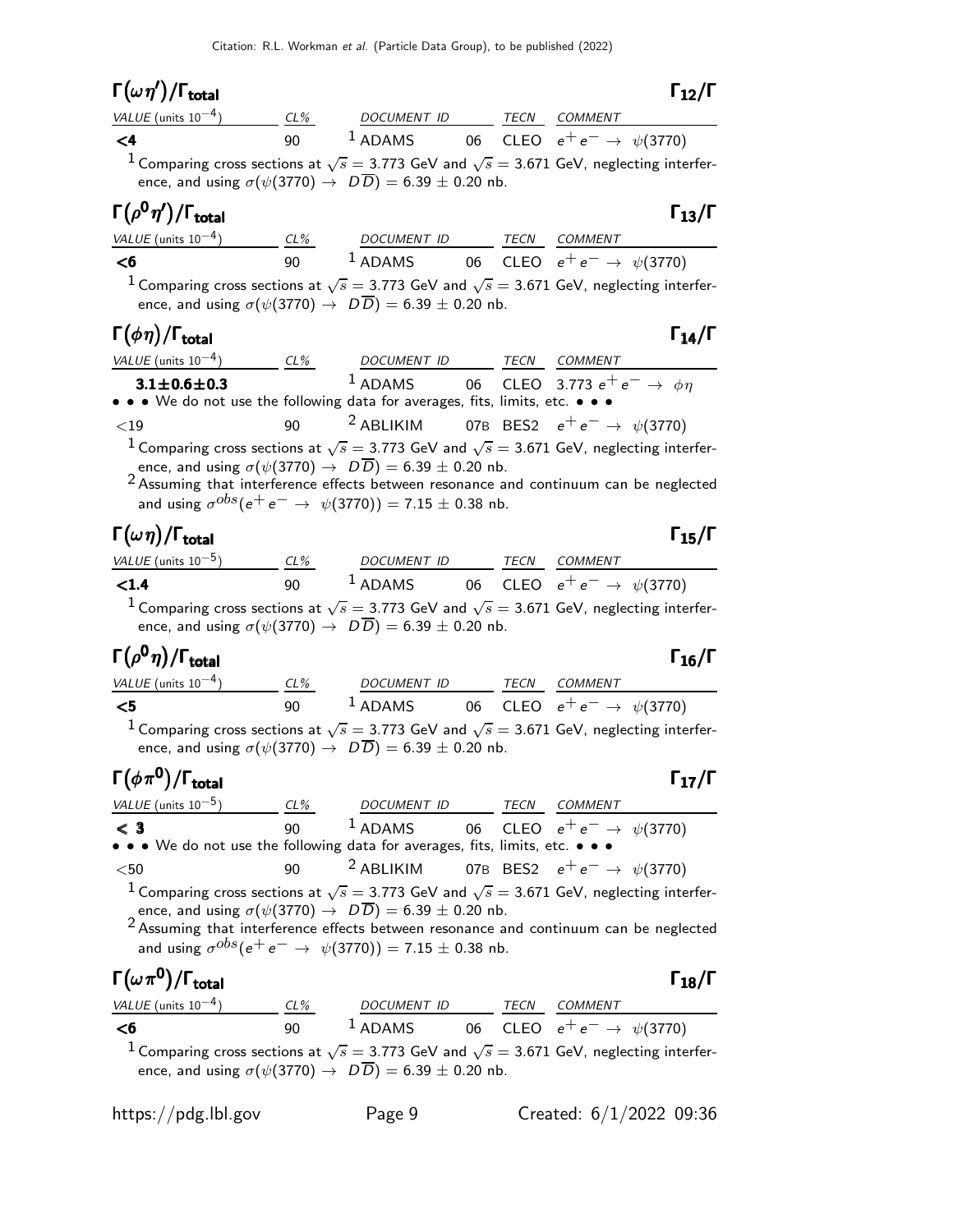### $\Gamma(\omega\eta')/\Gamma_{total}$ $\Gamma_{12}/\Gamma$

| VALUE (units $10^{-4}$) | CL% | DOCUMENT ID | | TECN | COMMENT |
|---|---|---|---|---|---|
| **<4** | 90 | [1] ADAMS | 06 | CLEO | $e^+e^- \to \psi(3770)$ |

[1] Comparing cross sections at $\sqrt{s} = 3.773$ GeV and $\sqrt{s} = 3.671$ GeV, neglecting interference, and using $\sigma(\psi(3770) \to D\overline{D}) = 6.39 \pm 0.20$ nb.

### $\Gamma(\rho^0\eta')/\Gamma_{total}$ $\Gamma_{13}/\Gamma$

| VALUE (units $10^{-4}$) | CL% | DOCUMENT ID | | TECN | COMMENT |
|---|---|---|---|---|---|
| **<6** | 90 | [1] ADAMS | 06 | CLEO | $e^+e^- \to \psi(3770)$ |

[1] Comparing cross sections at $\sqrt{s} = 3.773$ GeV and $\sqrt{s} = 3.671$ GeV, neglecting interference, and using $\sigma(\psi(3770) \to D\overline{D}) = 6.39 \pm 0.20$ nb.

### $\Gamma(\phi\eta)/\Gamma_{total}$ $\Gamma_{14}/\Gamma$

| VALUE (units $10^{-4}$) | CL% | DOCUMENT ID | | TECN | COMMENT |
|---|---|---|---|---|---|
| **3.1±0.6±0.3** | | [1] ADAMS | 06 | CLEO | 3.773 $e^+e^- \to \phi\eta$ |
| • • • We do not use the following data for averages, fits, limits, etc. • • • | | | | | |
| <19 | 90 | [2] ABLIKIM | 07B | BES2 | $e^+e^- \to \psi(3770)$ |

[1] Comparing cross sections at $\sqrt{s} = 3.773$ GeV and $\sqrt{s} = 3.671$ GeV, neglecting interference, and using $\sigma(\psi(3770) \to D\overline{D}) = 6.39 \pm 0.20$ nb.

[2] Assuming that interference effects between resonance and continuum can be neglected and using $\sigma^{obs}(e^+e^- \to \psi(3770)) = 7.15 \pm 0.38$ nb.

### $\Gamma(\omega\eta)/\Gamma_{total}$ $\Gamma_{15}/\Gamma$

| VALUE (units $10^{-5}$) | CL% | DOCUMENT ID | | TECN | COMMENT |
|---|---|---|---|---|---|
| **<1.4** | 90 | [1] ADAMS | 06 | CLEO | $e^+e^- \to \psi(3770)$ |

[1] Comparing cross sections at $\sqrt{s} = 3.773$ GeV and $\sqrt{s} = 3.671$ GeV, neglecting interference, and using $\sigma(\psi(3770) \to D\overline{D}) = 6.39 \pm 0.20$ nb.

### $\Gamma(\rho^0\eta)/\Gamma_{total}$ $\Gamma_{16}/\Gamma$

| VALUE (units $10^{-4}$) | CL% | DOCUMENT ID | | TECN | COMMENT |
|---|---|---|---|---|---|
| **<5** | 90 | [1] ADAMS | 06 | CLEO | $e^+e^- \to \psi(3770)$ |

[1] Comparing cross sections at $\sqrt{s} = 3.773$ GeV and $\sqrt{s} = 3.671$ GeV, neglecting interference, and using $\sigma(\psi(3770) \to D\overline{D}) = 6.39 \pm 0.20$ nb.

### $\Gamma(\phi\pi^0)/\Gamma_{total}$ $\Gamma_{17}/\Gamma$

| VALUE (units $10^{-5}$) | CL% | DOCUMENT ID | | TECN | COMMENT |
|---|---|---|---|---|---|
| **$\leq$ 3** | 90 | [1] ADAMS | 06 | CLEO | $e^+e^- \to \psi(3770)$ |
| • • • We do not use the following data for averages, fits, limits, etc. • • • | | | | | |
| <50 | 90 | [2] ABLIKIM | 07B | BES2 | $e^+e^- \to \psi(3770)$ |

[1] Comparing cross sections at $\sqrt{s} = 3.773$ GeV and $\sqrt{s} = 3.671$ GeV, neglecting interference, and using $\sigma(\psi(3770) \to D\overline{D}) = 6.39 \pm 0.20$ nb.

[2] Assuming that interference effects between resonance and continuum can be neglected and using $\sigma^{obs}(e^+e^- \to \psi(3770)) = 7.15 \pm 0.38$ nb.

### $\Gamma(\omega\pi^0)/\Gamma_{total}$ $\Gamma_{18}/\Gamma$

| VALUE (units $10^{-4}$) | CL% | DOCUMENT ID | | TECN | COMMENT |
|---|---|---|---|---|---|
| **<6** | 90 | [1] ADAMS | 06 | CLEO | $e^+e^- \to \psi(3770)$ |

[1] Comparing cross sections at $\sqrt{s} = 3.773$ GeV and $\sqrt{s} = 3.671$ GeV, neglecting interference, and using $\sigma(\psi(3770) \to D\overline{D}) = 6.39 \pm 0.20$ nb.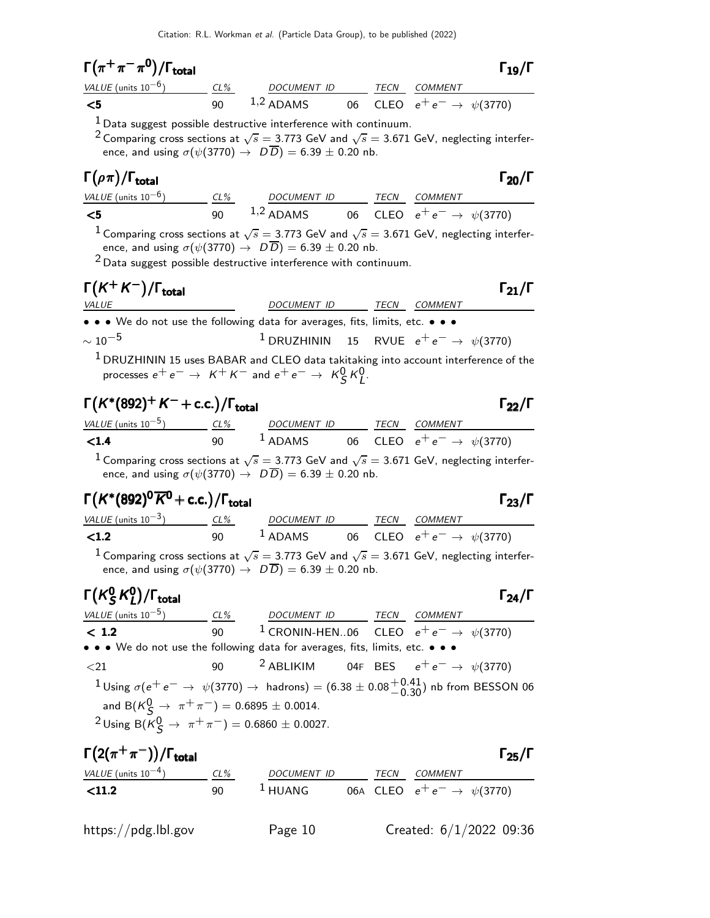## $\Gamma(\pi^+\pi^-\pi^0)/\Gamma_{\text{total}}$ $\qquad\Gamma_{19}/\Gamma$

| VALUE (units $10^{-6}$) | CL% | DOCUMENT ID | | TECN | COMMENT |
|---|---|---|---|---|---|
| **<5** | 90 | [1,2] ADAMS | 06 | CLEO | $e^+e^- \rightarrow \psi(3770)$ |

[1] Data suggest possible destructive interference with continuum.

[2] Comparing cross sections at $\sqrt{s} = 3.773$ GeV and $\sqrt{s} = 3.671$ GeV, neglecting interference, and using $\sigma(\psi(3770) \rightarrow D\overline{D}) = 6.39 \pm 0.20$ nb.

## $\Gamma(\rho\pi)/\Gamma_{\text{total}}$ $\qquad\Gamma_{20}/\Gamma$

| VALUE (units $10^{-6}$) | CL% | DOCUMENT ID | | TECN | COMMENT |
|---|---|---|---|---|---|
| **<5** | 90 | [1,2] ADAMS | 06 | CLEO | $e^+e^- \rightarrow \psi(3770)$ |

[1] Comparing cross sections at $\sqrt{s} = 3.773$ GeV and $\sqrt{s} = 3.671$ GeV, neglecting interference, and using $\sigma(\psi(3770) \rightarrow D\overline{D}) = 6.39 \pm 0.20$ nb.

[2] Data suggest possible destructive interference with continuum.

## $\Gamma(K^+K^-)/\Gamma_{\text{total}}$ $\qquad\Gamma_{21}/\Gamma$

| VALUE | DOCUMENT ID | | TECN | COMMENT |
|---|---|---|---|---|
| • • • We do not use the following data for averages, fits, limits, etc. • • • | | | | |
| $\sim 10^{-5}$ | [1] DRUZHININ | 15 | RVUE | $e^+e^- \rightarrow \psi(3770)$ |

[1] DRUZHININ 15 uses BABAR and CLEO data takitaking into account interference of the processes $e^+e^- \rightarrow K^+K^-$ and $e^+e^- \rightarrow K^0_S K^0_L$.

## $\Gamma(K^*(892)^+K^- + \text{c.c.})/\Gamma_{\text{total}}$ $\qquad\Gamma_{22}/\Gamma$

| VALUE (units $10^{-5}$) | CL% | DOCUMENT ID | | TECN | COMMENT |
|---|---|---|---|---|---|
| **<1.4** | 90 | [1] ADAMS | 06 | CLEO | $e^+e^- \rightarrow \psi(3770)$ |

[1] Comparing cross sections at $\sqrt{s} = 3.773$ GeV and $\sqrt{s} = 3.671$ GeV, neglecting interference, and using $\sigma(\psi(3770) \rightarrow D\overline{D}) = 6.39 \pm 0.20$ nb.

## $\Gamma(K^*(892)^0\overline{K}^0 + \text{c.c.})/\Gamma_{\text{total}}$ $\qquad\Gamma_{23}/\Gamma$

| VALUE (units $10^{-3}$) | CL% | DOCUMENT ID | | TECN | COMMENT |
|---|---|---|---|---|---|
| **<1.2** | 90 | [1] ADAMS | 06 | CLEO | $e^+e^- \rightarrow \psi(3770)$ |

[1] Comparing cross sections at $\sqrt{s} = 3.773$ GeV and $\sqrt{s} = 3.671$ GeV, neglecting interference, and using $\sigma(\psi(3770) \rightarrow D\overline{D}) = 6.39 \pm 0.20$ nb.

## $\Gamma(K^0_S K^0_L)/\Gamma_{\text{total}}$ $\qquad\Gamma_{24}/\Gamma$

| VALUE (units $10^{-5}$) | CL% | DOCUMENT ID | | TECN | COMMENT |
|---|---|---|---|---|---|
| **< 1.2** | 90 | [1] CRONIN-HEN..06 | | CLEO | $e^+e^- \rightarrow \psi(3770)$ |
| • • • We do not use the following data for averages, fits, limits, etc. • • • | | | | | |
| <21 | 90 | [2] ABLIKIM | 04F | BES | $e^+e^- \rightarrow \psi(3770)$ |

[1] Using $\sigma(e^+e^- \rightarrow \psi(3770) \rightarrow \text{hadrons}) = (6.38 \pm 0.08^{+0.41}_{-0.30})$ nb from BESSON 06 and $B(K^0_S \rightarrow \pi^+\pi^-) = 0.6895 \pm 0.0014$.

[2] Using $B(K^0_S \rightarrow \pi^+\pi^-) = 0.6860 \pm 0.0027$.

## $\Gamma(2(\pi^+\pi^-))/\Gamma_{\text{total}}$ $\qquad\Gamma_{25}/\Gamma$

| VALUE (units $10^{-4}$) | CL% | DOCUMENT ID | | TECN | COMMENT |
|---|---|---|---|---|---|
| **<11.2** | 90 | [1] HUANG | 06A | CLEO | $e^+e^- \rightarrow \psi(3770)$ |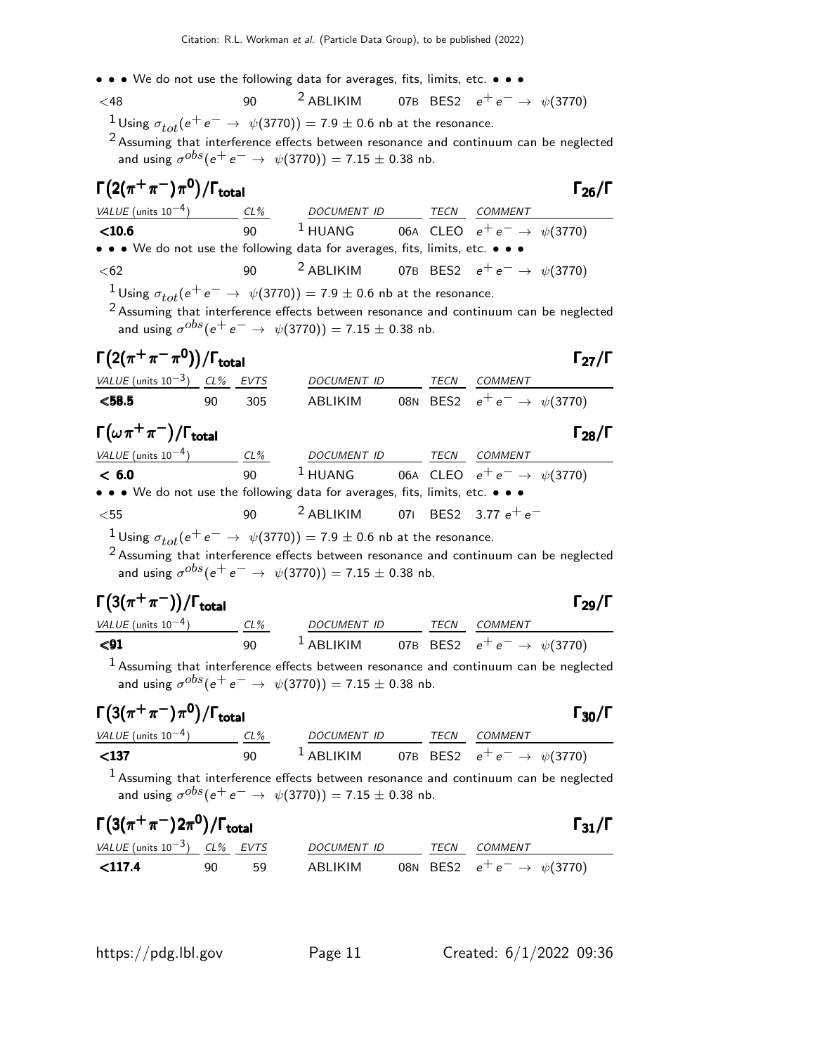• • • We do not use the following data for averages, fits, limits, etc. • • •

| | | | | | |
|---|---|---|---|---|---|
| <48 | 90 | [2] ABLIKIM | 07B | BES2 | $e^+e^- \rightarrow \psi(3770)$ |

[1] Using $\sigma_{tot}(e^+e^- \rightarrow \psi(3770)) = 7.9 \pm 0.6$ nb at the resonance.

[2] Assuming that interference effects between resonance and continuum can be neglected and using $\sigma^{obs}(e^+e^- \rightarrow \psi(3770)) = 7.15 \pm 0.38$ nb.

## $\Gamma(2(\pi^+\pi^-)\pi^0)/\Gamma_{\text{total}}$ — $\Gamma_{26}/\Gamma$

| VALUE (units $10^{-4}$) | CL% | DOCUMENT ID | | TECN | COMMENT |
|---|---|---|---|---|---|
| **<10.6** | 90 | [1] HUANG | 06A | CLEO | $e^+e^- \rightarrow \psi(3770)$ |
| • • • We do not use the following data for averages, fits, limits, etc. • • • | | | | | |
| <62 | 90 | [2] ABLIKIM | 07B | BES2 | $e^+e^- \rightarrow \psi(3770)$ |

[1] Using $\sigma_{tot}(e^+e^- \rightarrow \psi(3770)) = 7.9 \pm 0.6$ nb at the resonance.

[2] Assuming that interference effects between resonance and continuum can be neglected and using $\sigma^{obs}(e^+e^- \rightarrow \psi(3770)) = 7.15 \pm 0.38$ nb.

## $\Gamma(2(\pi^+\pi^-\pi^0))/\Gamma_{\text{total}}$ — $\Gamma_{27}/\Gamma$

| VALUE (units $10^{-3}$) | CL% | EVTS | DOCUMENT ID | | TECN | COMMENT |
|---|---|---|---|---|---|---|
| **<58.5** | 90 | 305 | ABLIKIM | 08N | BES2 | $e^+e^- \rightarrow \psi(3770)$ |

## $\Gamma(\omega\pi^+\pi^-)/\Gamma_{\text{total}}$ — $\Gamma_{28}/\Gamma$

| VALUE (units $10^{-4}$) | CL% | DOCUMENT ID | | TECN | COMMENT |
|---|---|---|---|---|---|
| **< 6.0** | 90 | [1] HUANG | 06A | CLEO | $e^+e^- \rightarrow \psi(3770)$ |
| • • • We do not use the following data for averages, fits, limits, etc. • • • | | | | | |
| <55 | 90 | [2] ABLIKIM | 07I | BES2 | 3.77 $e^+e^-$ |

[1] Using $\sigma_{tot}(e^+e^- \rightarrow \psi(3770)) = 7.9 \pm 0.6$ nb at the resonance.

[2] Assuming that interference effects between resonance and continuum can be neglected and using $\sigma^{obs}(e^+e^- \rightarrow \psi(3770)) = 7.15 \pm 0.38$ nb.

## $\Gamma(3(\pi^+\pi^-))/\Gamma_{\text{total}}$ — $\Gamma_{29}/\Gamma$

| VALUE (units $10^{-4}$) | CL% | DOCUMENT ID | | TECN | COMMENT |
|---|---|---|---|---|---|
| **<91** | 90 | [1] ABLIKIM | 07B | BES2 | $e^+e^- \rightarrow \psi(3770)$ |

[1] Assuming that interference effects between resonance and continuum can be neglected and using $\sigma^{obs}(e^+e^- \rightarrow \psi(3770)) = 7.15 \pm 0.38$ nb.

## $\Gamma(3(\pi^+\pi^-)\pi^0)/\Gamma_{\text{total}}$ — $\Gamma_{30}/\Gamma$

| VALUE (units $10^{-4}$) | CL% | DOCUMENT ID | | TECN | COMMENT |
|---|---|---|---|---|---|
| **<137** | 90 | [1] ABLIKIM | 07B | BES2 | $e^+e^- \rightarrow \psi(3770)$ |

[1] Assuming that interference effects between resonance and continuum can be neglected and using $\sigma^{obs}(e^+e^- \rightarrow \psi(3770)) = 7.15 \pm 0.38$ nb.

## $\Gamma(3(\pi^+\pi^-)2\pi^0)/\Gamma_{\text{total}}$ — $\Gamma_{31}/\Gamma$

| VALUE (units $10^{-3}$) | CL% | EVTS | DOCUMENT ID | | TECN | COMMENT |
|---|---|---|---|---|---|---|
| **<117.4** | 90 | 59 | ABLIKIM | 08N | BES2 | $e^+e^- \rightarrow \psi(3770)$ |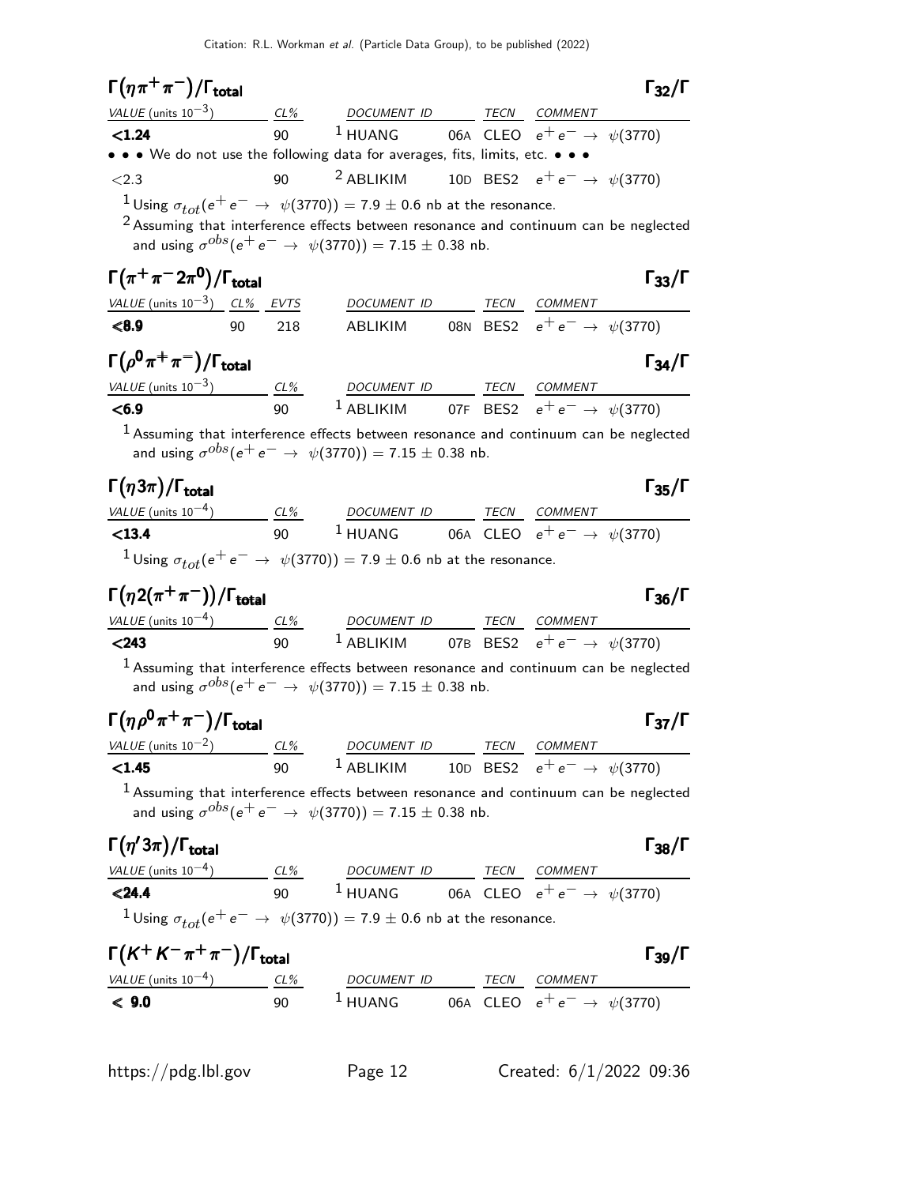## $\Gamma(\eta\pi^+\pi^-)/\Gamma_{total}$ $\Gamma_{32}/\Gamma$

| VALUE (units $10^{-3}$) | CL% | DOCUMENT ID | | TECN | COMMENT |
|---|---|---|---|---|---|
| **<1.24** | 90 | [1] HUANG | 06A | CLEO | $e^+e^- \rightarrow \psi(3770)$ |
| • • • We do not use the following data for averages, fits, limits, etc. • • • | | | | | |
| <2.3 | 90 | [2] ABLIKIM | 10D | BES2 | $e^+e^- \rightarrow \psi(3770)$ |

[1] Using $\sigma_{tot}(e^+e^- \rightarrow \psi(3770)) = 7.9 \pm 0.6$ nb at the resonance.

[2] Assuming that interference effects between resonance and continuum can be neglected and using $\sigma^{obs}(e^+e^- \rightarrow \psi(3770)) = 7.15 \pm 0.38$ nb.

## $\Gamma(\pi^+\pi^-2\pi^0)/\Gamma_{total}$ $\Gamma_{33}/\Gamma$

| VALUE (units $10^{-3}$) | CL% | EVTS | DOCUMENT ID | | TECN | COMMENT |
|---|---|---|---|---|---|---|
| **<8.9** | 90 | 218 | ABLIKIM | 08N | BES2 | $e^+e^- \rightarrow \psi(3770)$ |

## $\Gamma(\rho^0\pi^+\pi^-)/\Gamma_{total}$ $\Gamma_{34}/\Gamma$

| VALUE (units $10^{-3}$) | CL% | DOCUMENT ID | | TECN | COMMENT |
|---|---|---|---|---|---|
| **<6.9** | 90 | [1] ABLIKIM | 07F | BES2 | $e^+e^- \rightarrow \psi(3770)$ |

[1] Assuming that interference effects between resonance and continuum can be neglected and using $\sigma^{obs}(e^+e^- \rightarrow \psi(3770)) = 7.15 \pm 0.38$ nb.

## $\Gamma(\eta 3\pi)/\Gamma_{total}$ $\Gamma_{35}/\Gamma$

| VALUE (units $10^{-4}$) | CL% | DOCUMENT ID | | TECN | COMMENT |
|---|---|---|---|---|---|
| **<13.4** | 90 | [1] HUANG | 06A | CLEO | $e^+e^- \rightarrow \psi(3770)$ |

[1] Using $\sigma_{tot}(e^+e^- \rightarrow \psi(3770)) = 7.9 \pm 0.6$ nb at the resonance.

## $\Gamma(\eta 2(\pi^+\pi^-))/\Gamma_{total}$ $\Gamma_{36}/\Gamma$

| VALUE (units $10^{-4}$) | CL% | DOCUMENT ID | | TECN | COMMENT |
|---|---|---|---|---|---|
| **<243** | 90 | [1] ABLIKIM | 07B | BES2 | $e^+e^- \rightarrow \psi(3770)$ |

[1] Assuming that interference effects between resonance and continuum can be neglected and using $\sigma^{obs}(e^+e^- \rightarrow \psi(3770)) = 7.15 \pm 0.38$ nb.

## $\Gamma(\eta\rho^0\pi^+\pi^-)/\Gamma_{total}$ $\Gamma_{37}/\Gamma$

| VALUE (units $10^{-2}$) | CL% | DOCUMENT ID | | TECN | COMMENT |
|---|---|---|---|---|---|
| **<1.45** | 90 | [1] ABLIKIM | 10D | BES2 | $e^+e^- \rightarrow \psi(3770)$ |

[1] Assuming that interference effects between resonance and continuum can be neglected and using $\sigma^{obs}(e^+e^- \rightarrow \psi(3770)) = 7.15 \pm 0.38$ nb.

## $\Gamma(\eta' 3\pi)/\Gamma_{total}$ $\Gamma_{38}/\Gamma$

| VALUE (units $10^{-4}$) | CL% | DOCUMENT ID | | TECN | COMMENT |
|---|---|---|---|---|---|
| **<24.4** | 90 | [1] HUANG | 06A | CLEO | $e^+e^- \rightarrow \psi(3770)$ |

[1] Using $\sigma_{tot}(e^+e^- \rightarrow \psi(3770)) = 7.9 \pm 0.6$ nb at the resonance.

## $\Gamma(K^+K^-\pi^+\pi^-)/\Gamma_{total}$ $\Gamma_{39}/\Gamma$

| VALUE (units $10^{-4}$) | CL% | DOCUMENT ID | | TECN | COMMENT |
|---|---|---|---|---|---|
| **< 9.0** | 90 | [1] HUANG | 06A | CLEO | $e^+e^- \rightarrow \psi(3770)$ |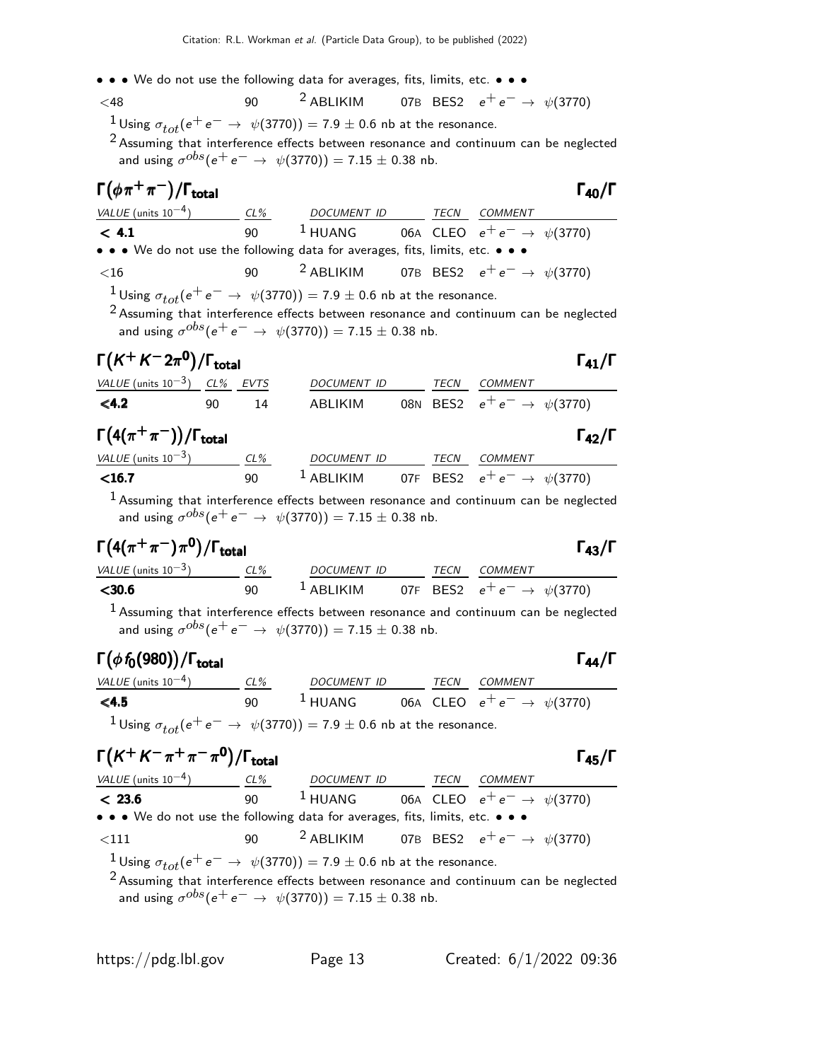• • • We do not use the following data for averages, fits, limits, etc. • • •

| | | | | | |
|---|---|---|---|---|---|
| <48 | 90 | [2] ABLIKIM | 07B | BES2 | $e^+e^- \rightarrow \psi(3770)$ |

[1] Using $\sigma_{tot}(e^+e^- \rightarrow \psi(3770)) = 7.9 \pm 0.6$ nb at the resonance.

[2] Assuming that interference effects between resonance and continuum can be neglected and using $\sigma^{obs}(e^+e^- \rightarrow \psi(3770)) = 7.15 \pm 0.38$ nb.

### $\Gamma(\phi\pi^+\pi^-)/\Gamma_{total}$ $\qquad\qquad\Gamma_{40}/\Gamma$

| VALUE (units $10^{-4}$) | CL% | DOCUMENT ID | | TECN | COMMENT |
|---|---|---|---|---|---|
| **< 4.1** | 90 | [1] HUANG | 06A | CLEO | $e^+e^- \rightarrow \psi(3770)$ |
| • • • We do not use the following data for averages, fits, limits, etc. • • • | | | | | |
| <16 | 90 | [2] ABLIKIM | 07B | BES2 | $e^+e^- \rightarrow \psi(3770)$ |

[1] Using $\sigma_{tot}(e^+e^- \rightarrow \psi(3770)) = 7.9 \pm 0.6$ nb at the resonance.

[2] Assuming that interference effects between resonance and continuum can be neglected and using $\sigma^{obs}(e^+e^- \rightarrow \psi(3770)) = 7.15 \pm 0.38$ nb.

### $\Gamma(K^+K^-2\pi^0)/\Gamma_{total}$ $\qquad\qquad\Gamma_{41}/\Gamma$

| VALUE (units $10^{-3}$) | CL% | EVTS | DOCUMENT ID | | TECN | COMMENT |
|---|---|---|---|---|---|---|
| **<4.2** | 90 | 14 | ABLIKIM | 08N | BES2 | $e^+e^- \rightarrow \psi(3770)$ |

### $\Gamma(4(\pi^+\pi^-))/\Gamma_{total}$ $\qquad\qquad\Gamma_{42}/\Gamma$

| VALUE (units $10^{-3}$) | CL% | DOCUMENT ID | | TECN | COMMENT |
|---|---|---|---|---|---|
| **<16.7** | 90 | [1] ABLIKIM | 07F | BES2 | $e^+e^- \rightarrow \psi(3770)$ |

[1] Assuming that interference effects between resonance and continuum can be neglected and using $\sigma^{obs}(e^+e^- \rightarrow \psi(3770)) = 7.15 \pm 0.38$ nb.

### $\Gamma(4(\pi^+\pi^-)\pi^0)/\Gamma_{total}$ $\qquad\qquad\Gamma_{43}/\Gamma$

| VALUE (units $10^{-3}$) | CL% | DOCUMENT ID | | TECN | COMMENT |
|---|---|---|---|---|---|
| **<30.6** | 90 | [1] ABLIKIM | 07F | BES2 | $e^+e^- \rightarrow \psi(3770)$ |

[1] Assuming that interference effects between resonance and continuum can be neglected and using $\sigma^{obs}(e^+e^- \rightarrow \psi(3770)) = 7.15 \pm 0.38$ nb.

### $\Gamma(\phi f_0(980))/\Gamma_{total}$ $\qquad\qquad\Gamma_{44}/\Gamma$

| VALUE (units $10^{-4}$) | CL% | DOCUMENT ID | | TECN | COMMENT |
|---|---|---|---|---|---|
| **<4.5** | 90 | [1] HUANG | 06A | CLEO | $e^+e^- \rightarrow \psi(3770)$ |

[1] Using $\sigma_{tot}(e^+e^- \rightarrow \psi(3770)) = 7.9 \pm 0.6$ nb at the resonance.

### $\Gamma(K^+K^-\pi^+\pi^-\pi^0)/\Gamma_{total}$ $\qquad\qquad\Gamma_{45}/\Gamma$

| VALUE (units $10^{-4}$) | CL% | DOCUMENT ID | | TECN | COMMENT |
|---|---|---|---|---|---|
| **< 23.6** | 90 | [1] HUANG | 06A | CLEO | $e^+e^- \rightarrow \psi(3770)$ |
| • • • We do not use the following data for averages, fits, limits, etc. • • • | | | | | |
| <111 | 90 | [2] ABLIKIM | 07B | BES2 | $e^+e^- \rightarrow \psi(3770)$ |

[1] Using $\sigma_{tot}(e^+e^- \rightarrow \psi(3770)) = 7.9 \pm 0.6$ nb at the resonance.

[2] Assuming that interference effects between resonance and continuum can be neglected and using $\sigma^{obs}(e^+e^- \rightarrow \psi(3770)) = 7.15 \pm 0.38$ nb.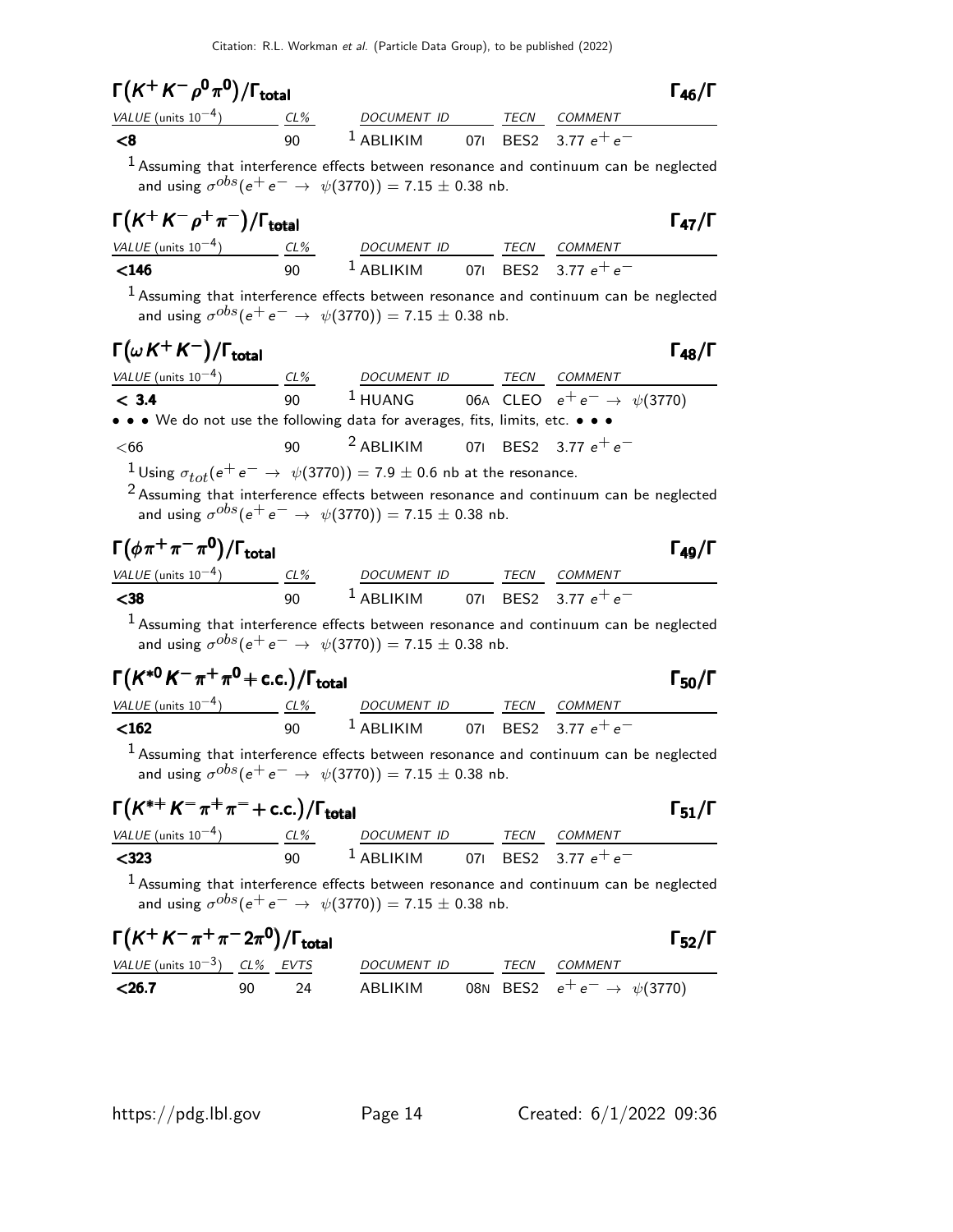## $\Gamma(K^+K^-\rho^0\pi^0)/\Gamma_{total}$ — $\Gamma_{46}/\Gamma$

| VALUE (units $10^{-4}$) | CL% | DOCUMENT ID | | TECN | COMMENT |
|---|---|---|---|---|---|
| <8 | 90 | [1] ABLIKIM | 07I | BES2 | 3.77 $e^+e^-$ |

[1] Assuming that interference effects between resonance and continuum can be neglected and using $\sigma^{obs}(e^+e^- \to \psi(3770)) = 7.15 \pm 0.38$ nb.

## $\Gamma(K^+K^-\rho^+\pi^-)/\Gamma_{total}$ — $\Gamma_{47}/\Gamma$

| VALUE (units $10^{-4}$) | CL% | DOCUMENT ID | | TECN | COMMENT |
|---|---|---|---|---|---|
| <146 | 90 | [1] ABLIKIM | 07I | BES2 | 3.77 $e^+e^-$ |

[1] Assuming that interference effects between resonance and continuum can be neglected and using $\sigma^{obs}(e^+e^- \to \psi(3770)) = 7.15 \pm 0.38$ nb.

## $\Gamma(\omega K^+K^-)/\Gamma_{total}$ — $\Gamma_{48}/\Gamma$

| VALUE (units $10^{-4}$) | CL% | DOCUMENT ID | | TECN | COMMENT |
|---|---|---|---|---|---|
| < 3.4 | 90 | [1] HUANG | 06A | CLEO | $e^+e^- \to \psi(3770)$ |
| • • • We do not use the following data for averages, fits, limits, etc. • • • | | | | | |
| <66 | 90 | [2] ABLIKIM | 07I | BES2 | 3.77 $e^+e^-$ |

[1] Using $\sigma_{tot}(e^+e^- \to \psi(3770)) = 7.9 \pm 0.6$ nb at the resonance.

[2] Assuming that interference effects between resonance and continuum can be neglected and using $\sigma^{obs}(e^+e^- \to \psi(3770)) = 7.15 \pm 0.38$ nb.

## $\Gamma(\phi\pi^+\pi^-\pi^0)/\Gamma_{total}$ — $\Gamma_{49}/\Gamma$

| VALUE (units $10^{-4}$) | CL% | DOCUMENT ID | | TECN | COMMENT |
|---|---|---|---|---|---|
| <38 | 90 | [1] ABLIKIM | 07I | BES2 | 3.77 $e^+e^-$ |

[1] Assuming that interference effects between resonance and continuum can be neglected and using $\sigma^{obs}(e^+e^- \to \psi(3770)) = 7.15 \pm 0.38$ nb.

## $\Gamma(K^{*0}K^-\pi^+\pi^0 + \text{c.c.})/\Gamma_{total}$ — $\Gamma_{50}/\Gamma$

| VALUE (units $10^{-4}$) | CL% | DOCUMENT ID | | TECN | COMMENT |
|---|---|---|---|---|---|
| <162 | 90 | [1] ABLIKIM | 07I | BES2 | 3.77 $e^+e^-$ |

[1] Assuming that interference effects between resonance and continuum can be neglected and using $\sigma^{obs}(e^+e^- \to \psi(3770)) = 7.15 \pm 0.38$ nb.

## $\Gamma(K^{*+}K^-\pi^+\pi^- + \text{c.c.})/\Gamma_{total}$ — $\Gamma_{51}/\Gamma$

| VALUE (units $10^{-4}$) | CL% | DOCUMENT ID | | TECN | COMMENT |
|---|---|---|---|---|---|
| <323 | 90 | [1] ABLIKIM | 07I | BES2 | 3.77 $e^+e^-$ |

[1] Assuming that interference effects between resonance and continuum can be neglected and using $\sigma^{obs}(e^+e^- \to \psi(3770)) = 7.15 \pm 0.38$ nb.

## $\Gamma(K^+K^-\pi^+\pi^-2\pi^0)/\Gamma_{total}$ — $\Gamma_{52}/\Gamma$

| VALUE (units $10^{-3}$) | CL% | EVTS | DOCUMENT ID | | TECN | COMMENT |
|---|---|---|---|---|---|---|
| <26.7 | 90 | 24 | ABLIKIM | 08N | BES2 | $e^+e^- \to \psi(3770)$ |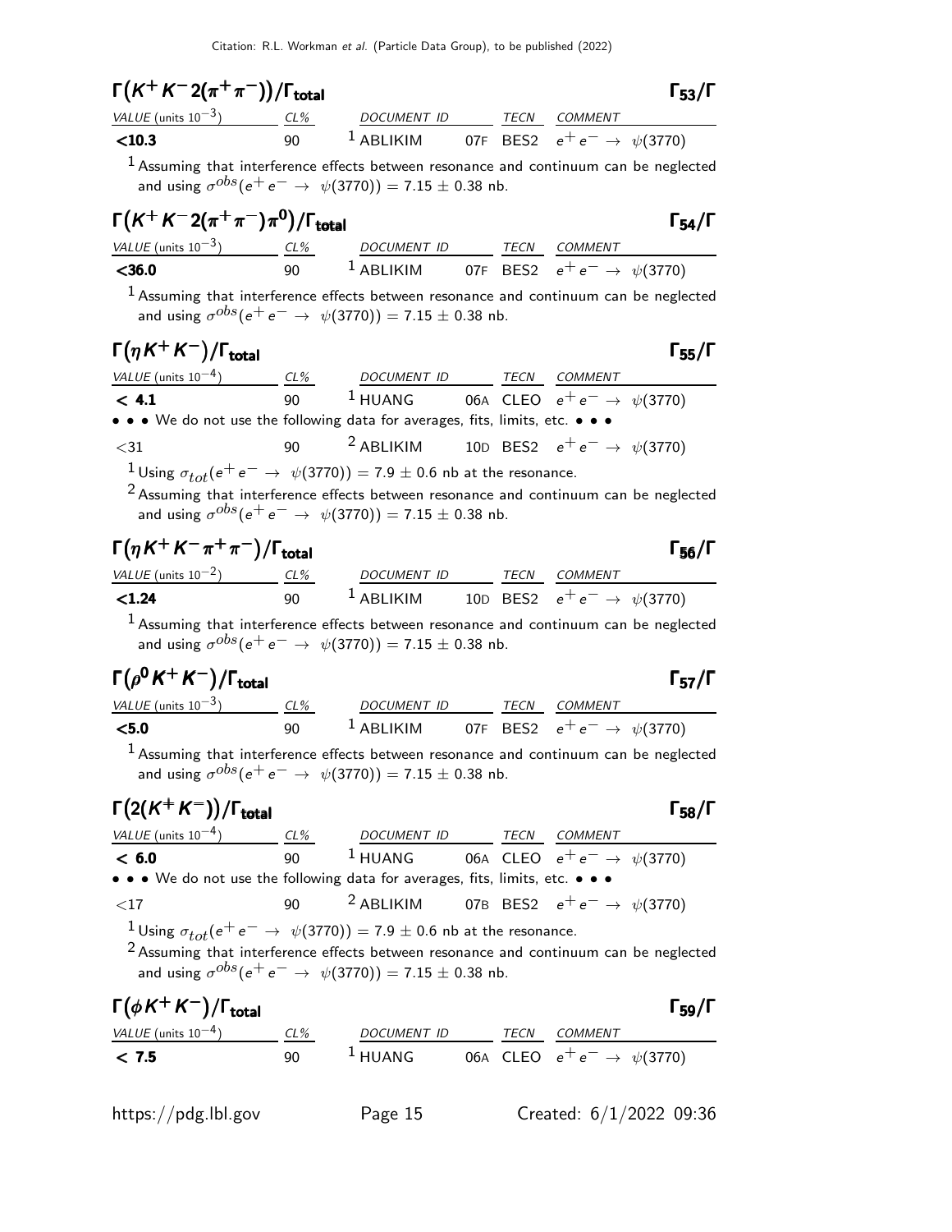### $\Gamma(K^+K^-2(\pi^+\pi^-))/\Gamma_{\text{total}}$ $\Gamma_{53}/\Gamma$

| VALUE (units $10^{-3}$) | CL% | DOCUMENT ID | | TECN | COMMENT |
|---|---|---|---|---|---|
| **<10.3** | 90 | [1] ABLIKIM | 07F | BES2 | $e^+e^- \rightarrow \psi(3770)$ |

[1] Assuming that interference effects between resonance and continuum can be neglected and using $\sigma^{obs}(e^+e^- \rightarrow \psi(3770)) = 7.15 \pm 0.38$ nb.

### $\Gamma(K^+K^-2(\pi^+\pi^-)\pi^0)/\Gamma_{\text{total}}$ $\Gamma_{54}/\Gamma$

| VALUE (units $10^{-3}$) | CL% | DOCUMENT ID | | TECN | COMMENT |
|---|---|---|---|---|---|
| **<36.0** | 90 | [1] ABLIKIM | 07F | BES2 | $e^+e^- \rightarrow \psi(3770)$ |

[1] Assuming that interference effects between resonance and continuum can be neglected and using $\sigma^{obs}(e^+e^- \rightarrow \psi(3770)) = 7.15 \pm 0.38$ nb.

### $\Gamma(\eta K^+K^-)/\Gamma_{\text{total}}$ $\Gamma_{55}/\Gamma$

| VALUE (units $10^{-4}$) | CL% | DOCUMENT ID | | TECN | COMMENT |
|---|---|---|---|---|---|
| **< 4.1** | 90 | [1] HUANG | 06A | CLEO | $e^+e^- \rightarrow \psi(3770)$ |
| • • • We do not use the following data for averages, fits, limits, etc. • • • | | | | | |
| <31 | 90 | [2] ABLIKIM | 10D | BES2 | $e^+e^- \rightarrow \psi(3770)$ |

[1] Using $\sigma_{tot}(e^+e^- \rightarrow \psi(3770)) = 7.9 \pm 0.6$ nb at the resonance.

[2] Assuming that interference effects between resonance and continuum can be neglected and using $\sigma^{obs}(e^+e^- \rightarrow \psi(3770)) = 7.15 \pm 0.38$ nb.

### $\Gamma(\eta K^+K^-\pi^+\pi^-)/\Gamma_{\text{total}}$ $\Gamma_{56}/\Gamma$

| VALUE (units $10^{-2}$) | CL% | DOCUMENT ID | | TECN | COMMENT |
|---|---|---|---|---|---|
| **<1.24** | 90 | [1] ABLIKIM | 10D | BES2 | $e^+e^- \rightarrow \psi(3770)$ |

[1] Assuming that interference effects between resonance and continuum can be neglected and using $\sigma^{obs}(e^+e^- \rightarrow \psi(3770)) = 7.15 \pm 0.38$ nb.

### $\Gamma(\rho^0 K^+K^-)/\Gamma_{\text{total}}$ $\Gamma_{57}/\Gamma$

| VALUE (units $10^{-3}$) | CL% | DOCUMENT ID | | TECN | COMMENT |
|---|---|---|---|---|---|
| **<5.0** | 90 | [1] ABLIKIM | 07F | BES2 | $e^+e^- \rightarrow \psi(3770)$ |

[1] Assuming that interference effects between resonance and continuum can be neglected and using $\sigma^{obs}(e^+e^- \rightarrow \psi(3770)) = 7.15 \pm 0.38$ nb.

### $\Gamma(2(K^+K^-))/\Gamma_{\text{total}}$ $\Gamma_{58}/\Gamma$

| VALUE (units $10^{-4}$) | CL% | DOCUMENT ID | | TECN | COMMENT |
|---|---|---|---|---|---|
| **< 6.0** | 90 | [1] HUANG | 06A | CLEO | $e^+e^- \rightarrow \psi(3770)$ |
| • • • We do not use the following data for averages, fits, limits, etc. • • • | | | | | |
| <17 | 90 | [2] ABLIKIM | 07B | BES2 | $e^+e^- \rightarrow \psi(3770)$ |

[1] Using $\sigma_{tot}(e^+e^- \rightarrow \psi(3770)) = 7.9 \pm 0.6$ nb at the resonance.

[2] Assuming that interference effects between resonance and continuum can be neglected and using $\sigma^{obs}(e^+e^- \rightarrow \psi(3770)) = 7.15 \pm 0.38$ nb.

### $\Gamma(\phi K^+K^-)/\Gamma_{\text{total}}$ $\Gamma_{59}/\Gamma$

| VALUE (units $10^{-4}$) | CL% | DOCUMENT ID | | TECN | COMMENT |
|---|---|---|---|---|---|
| **< 7.5** | 90 | [1] HUANG | 06A | CLEO | $e^+e^- \rightarrow \psi(3770)$ |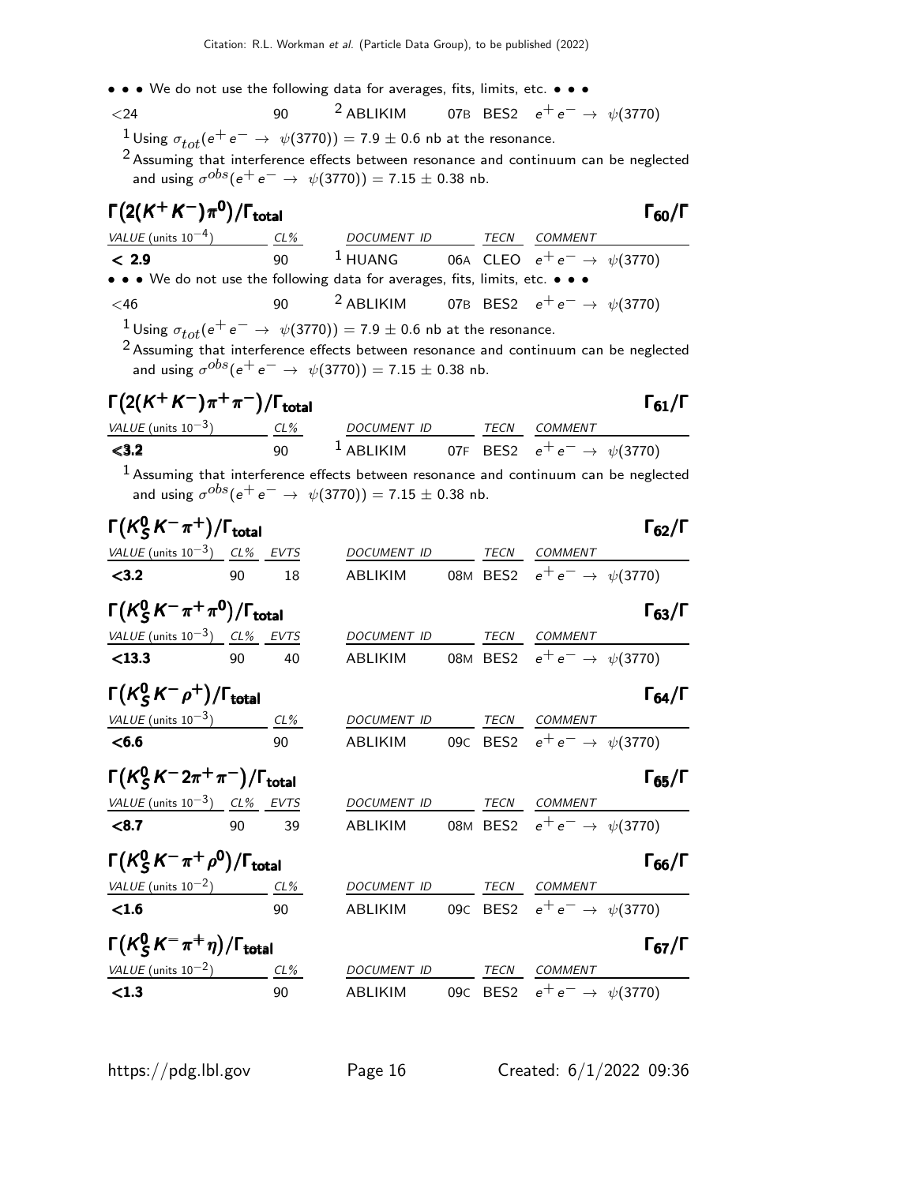• • • We do not use the following data for averages, fits, limits, etc. • • •

| | | | | |
|---|---|---|---|---|
| <24 | 90 | [2] ABLIKIM | 07B BES2 | $e^+e^- \rightarrow \psi(3770)$ |

[1] Using $\sigma_{tot}(e^+e^- \rightarrow \psi(3770)) = 7.9 \pm 0.6$ nb at the resonance.

[2] Assuming that interference effects between resonance and continuum can be neglected and using $\sigma^{obs}(e^+e^- \rightarrow \psi(3770)) = 7.15 \pm 0.38$ nb.

### $\Gamma(2(K^+K^-)\pi^0)/\Gamma_{total}$ — $\Gamma_{60}/\Gamma$

| VALUE (units $10^{-4}$) | CL% | DOCUMENT ID | TECN | COMMENT |
|---|---|---|---|---|
| **< 2.9** | 90 | [1] HUANG | 06A CLEO | $e^+e^- \rightarrow \psi(3770)$ |
| • • • We do not use the following data for averages, fits, limits, etc. • • • | | | | |
| <46 | 90 | [2] ABLIKIM | 07B BES2 | $e^+e^- \rightarrow \psi(3770)$ |

[1] Using $\sigma_{tot}(e^+e^- \rightarrow \psi(3770)) = 7.9 \pm 0.6$ nb at the resonance.

[2] Assuming that interference effects between resonance and continuum can be neglected and using $\sigma^{obs}(e^+e^- \rightarrow \psi(3770)) = 7.15 \pm 0.38$ nb.

### $\Gamma(2(K^+K^-)\pi^+\pi^-)/\Gamma_{total}$ — $\Gamma_{61}/\Gamma$

| VALUE (units $10^{-3}$) | CL% | DOCUMENT ID | TECN | COMMENT |
|---|---|---|---|---|
| **<3.2** | 90 | [1] ABLIKIM | 07F BES2 | $e^+e^- \rightarrow \psi(3770)$ |

[1] Assuming that interference effects between resonance and continuum can be neglected and using $\sigma^{obs}(e^+e^- \rightarrow \psi(3770)) = 7.15 \pm 0.38$ nb.

### $\Gamma(K_S^0 K^- \pi^+)/\Gamma_{total}$ — $\Gamma_{62}/\Gamma$

| VALUE (units $10^{-3}$) | CL% | EVTS | DOCUMENT ID | TECN | COMMENT |
|---|---|---|---|---|---|
| **<3.2** | 90 | 18 | ABLIKIM | 08M BES2 | $e^+e^- \rightarrow \psi(3770)$ |

### $\Gamma(K_S^0 K^- \pi^+ \pi^0)/\Gamma_{total}$ — $\Gamma_{63}/\Gamma$

| VALUE (units $10^{-3}$) | CL% | EVTS | DOCUMENT ID | TECN | COMMENT |
|---|---|---|---|---|---|
| **<13.3** | 90 | 40 | ABLIKIM | 08M BES2 | $e^+e^- \rightarrow \psi(3770)$ |

### $\Gamma(K_S^0 K^- \rho^+)/\Gamma_{total}$ — $\Gamma_{64}/\Gamma$

| VALUE (units $10^{-3}$) | CL% | DOCUMENT ID | TECN | COMMENT |
|---|---|---|---|---|
| **<6.6** | 90 | ABLIKIM | 09C BES2 | $e^+e^- \rightarrow \psi(3770)$ |

### $\Gamma(K_S^0 K^- 2\pi^+ \pi^-)/\Gamma_{total}$ — $\Gamma_{65}/\Gamma$

| VALUE (units $10^{-3}$) | CL% | EVTS | DOCUMENT ID | TECN | COMMENT |
|---|---|---|---|---|---|
| **<8.7** | 90 | 39 | ABLIKIM | 08M BES2 | $e^+e^- \rightarrow \psi(3770)$ |

### $\Gamma(K_S^0 K^- \pi^+ \rho^0)/\Gamma_{total}$ — $\Gamma_{66}/\Gamma$

| VALUE (units $10^{-2}$) | CL% | DOCUMENT ID | TECN | COMMENT |
|---|---|---|---|---|
| **<1.6** | 90 | ABLIKIM | 09C BES2 | $e^+e^- \rightarrow \psi(3770)$ |

### $\Gamma(K_S^0 K^- \pi^+ \eta)/\Gamma_{total}$ — $\Gamma_{67}/\Gamma$

| VALUE (units $10^{-2}$) | CL% | DOCUMENT ID | TECN | COMMENT |
|---|---|---|---|---|
| **<1.3** | 90 | ABLIKIM | 09C BES2 | $e^+e^- \rightarrow \psi(3770)$ |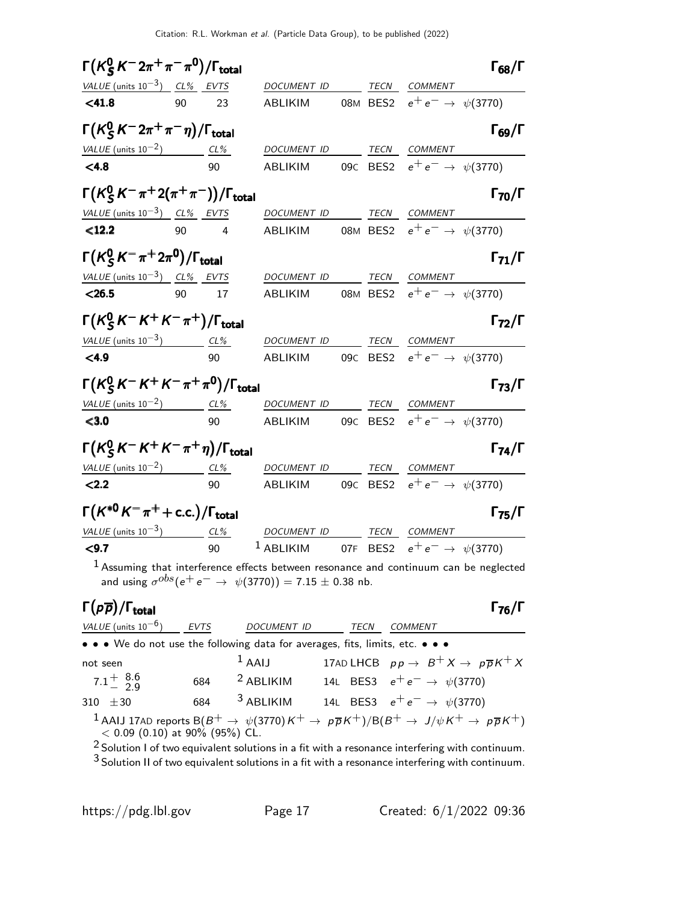## $\Gamma(K^0_S K^- 2\pi^+\pi^-\pi^0)/\Gamma_{total}$ — $\Gamma_{68}/\Gamma$

| VALUE (units $10^{-3}$) | CL% | EVTS | DOCUMENT ID | | TECN | COMMENT |
|---|---|---|---|---|---|---|
| **<41.8** | 90 | 23 | ABLIKIM | 08M | BES2 | $e^+e^- \to \psi(3770)$ |

## $\Gamma(K^0_S K^- 2\pi^+\pi^-\eta)/\Gamma_{total}$ — $\Gamma_{69}/\Gamma$

| VALUE (units $10^{-2}$) | CL% | DOCUMENT ID | | TECN | COMMENT |
|---|---|---|---|---|---|
| **<4.8** | 90 | ABLIKIM | 09C | BES2 | $e^+e^- \to \psi(3770)$ |

## $\Gamma(K^0_S K^- \pi^+ 2(\pi^+\pi^-))/\Gamma_{total}$ — $\Gamma_{70}/\Gamma$

| VALUE (units $10^{-3}$) | CL% | EVTS | DOCUMENT ID | | TECN | COMMENT |
|---|---|---|---|---|---|---|
| **<12.2** | 90 | 4 | ABLIKIM | 08M | BES2 | $e^+e^- \to \psi(3770)$ |

## $\Gamma(K^0_S K^- \pi^+ 2\pi^0)/\Gamma_{total}$ — $\Gamma_{71}/\Gamma$

| VALUE (units $10^{-3}$) | CL% | EVTS | DOCUMENT ID | | TECN | COMMENT |
|---|---|---|---|---|---|---|
| **<26.5** | 90 | 17 | ABLIKIM | 08M | BES2 | $e^+e^- \to \psi(3770)$ |

## $\Gamma(K^0_S K^- K^+ K^- \pi^+)/\Gamma_{total}$ — $\Gamma_{72}/\Gamma$

| VALUE (units $10^{-3}$) | CL% | DOCUMENT ID | | TECN | COMMENT |
|---|---|---|---|---|---|
| **<4.9** | 90 | ABLIKIM | 09C | BES2 | $e^+e^- \to \psi(3770)$ |

## $\Gamma(K^0_S K^- K^+ K^- \pi^+\pi^0)/\Gamma_{total}$ — $\Gamma_{73}/\Gamma$

| VALUE (units $10^{-2}$) | CL% | DOCUMENT ID | | TECN | COMMENT |
|---|---|---|---|---|---|
| **<3.0** | 90 | ABLIKIM | 09C | BES2 | $e^+e^- \to \psi(3770)$ |

## $\Gamma(K^0_S K^- K^+ K^- \pi^+\eta)/\Gamma_{total}$ — $\Gamma_{74}/\Gamma$

| VALUE (units $10^{-2}$) | CL% | DOCUMENT ID | | TECN | COMMENT |
|---|---|---|---|---|---|
| **<2.2** | 90 | ABLIKIM | 09C | BES2 | $e^+e^- \to \psi(3770)$ |

## $\Gamma(K^{*0} K^- \pi^+ + \text{c.c.})/\Gamma_{total}$ — $\Gamma_{75}/\Gamma$

| VALUE (units $10^{-3}$) | CL% | DOCUMENT ID | | TECN | COMMENT |
|---|---|---|---|---|---|
| **<9.7** | 90 | [1] ABLIKIM | 07F | BES2 | $e^+e^- \to \psi(3770)$ |

[1] Assuming that interference effects between resonance and continuum can be neglected and using $\sigma^{obs}(e^+e^- \to \psi(3770)) = 7.15 \pm 0.38$ nb.

## $\Gamma(p\overline{p})/\Gamma_{total}$ — $\Gamma_{76}/\Gamma$

| VALUE (units $10^{-6}$) | EVTS | DOCUMENT ID | | TECN | COMMENT |
|---|---|---|---|---|---|
| • • • We do not use the following data for averages, fits, limits, etc. • • • | | | | | |
| not seen | | [1] AAIJ | 17AD | LHCB | $pp \to B^+ X \to p\overline{p} K^+ X$ |
| $7.1^{+\ 8.6}_{-\ 2.9}$ | 684 | [2] ABLIKIM | 14L | BES3 | $e^+e^- \to \psi(3770)$ |
| $310 \pm 30$ | 684 | [3] ABLIKIM | 14L | BES3 | $e^+e^- \to \psi(3770)$ |

[1] AAIJ 17AD reports $B(B^+ \to \psi(3770) K^+ \to p\overline{p} K^+)/B(B^+ \to J/\psi K^+ \to p\overline{p} K^+) < 0.09$ (0.10) at 90% (95%) CL.

[2] Solution I of two equivalent solutions in a fit with a resonance interfering with continuum.

[3] Solution II of two equivalent solutions in a fit with a resonance interfering with continuum.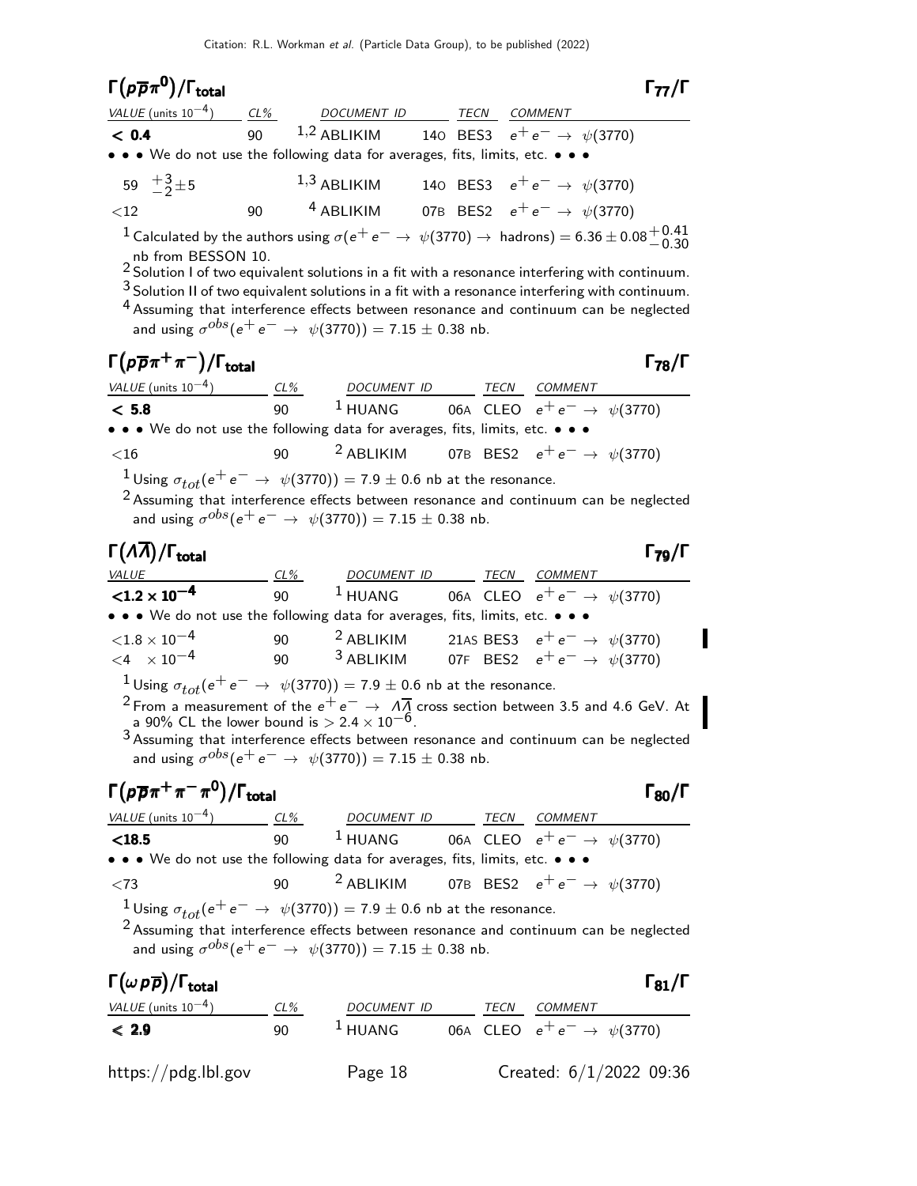## $\Gamma(p\overline{p}\pi^0)/\Gamma_{\text{total}}$ $\Gamma_{77}/\Gamma$

| VALUE (units $10^{-4}$) | CL% | DOCUMENT ID | | TECN | COMMENT |
|---|---|---|---|---|---|
| **< 0.4** | 90 | [1,2] ABLIKIM | 14O | BES3 | $e^+e^- \rightarrow \psi(3770)$ |
| • • • We do not use the following data for averages, fits, limits, etc. • • • | | | | | |
| $59\ ^{+3}_{-2}\pm5$ | | [1,3] ABLIKIM | 14O | BES3 | $e^+e^- \rightarrow \psi(3770)$ |
| <12 | 90 | [4] ABLIKIM | 07B | BES2 | $e^+e^- \rightarrow \psi(3770)$ |

[1] Calculated by the authors using $\sigma(e^+e^- \rightarrow \psi(3770) \rightarrow \text{hadrons}) = 6.36 \pm 0.08^{+0.41}_{-0.30}$ nb from BESSON 10.

[2] Solution I of two equivalent solutions in a fit with a resonance interfering with continuum.

[3] Solution II of two equivalent solutions in a fit with a resonance interfering with continuum.

[4] Assuming that interference effects between resonance and continuum can be neglected and using $\sigma^{obs}(e^+e^- \rightarrow \psi(3770)) = 7.15 \pm 0.38$ nb.

## $\Gamma(p\overline{p}\pi^+\pi^-)/\Gamma_{\text{total}}$ $\Gamma_{78}/\Gamma$

| VALUE (units $10^{-4}$) | CL% | DOCUMENT ID | | TECN | COMMENT |
|---|---|---|---|---|---|
| **< 5.8** | 90 | [1] HUANG | 06A | CLEO | $e^+e^- \rightarrow \psi(3770)$ |
| • • • We do not use the following data for averages, fits, limits, etc. • • • | | | | | |
| <16 | 90 | [2] ABLIKIM | 07B | BES2 | $e^+e^- \rightarrow \psi(3770)$ |

[1] Using $\sigma_{tot}(e^+e^- \rightarrow \psi(3770)) = 7.9 \pm 0.6$ nb at the resonance.

[2] Assuming that interference effects between resonance and continuum can be neglected and using $\sigma^{obs}(e^+e^- \rightarrow \psi(3770)) = 7.15 \pm 0.38$ nb.

## $\Gamma(\Lambda\overline{\Lambda})/\Gamma_{\text{total}}$ $\Gamma_{79}/\Gamma$

| VALUE | CL% | DOCUMENT ID | | TECN | COMMENT |
|---|---|---|---|---|---|
| **$<1.2\times10^{-4}$** | 90 | [1] HUANG | 06A | CLEO | $e^+e^- \rightarrow \psi(3770)$ |
| • • • We do not use the following data for averages, fits, limits, etc. • • • | | | | | |
| $<1.8\times10^{-4}$ | 90 | [2] ABLIKIM | 21AS | BES3 | $e^+e^- \rightarrow \psi(3770)$ |
| $<4\ \ \times10^{-4}$ | 90 | [3] ABLIKIM | 07F | BES2 | $e^+e^- \rightarrow \psi(3770)$ |

[1] Using $\sigma_{tot}(e^+e^- \rightarrow \psi(3770)) = 7.9 \pm 0.6$ nb at the resonance.

[2] From a measurement of the $e^+e^- \rightarrow \Lambda\overline{\Lambda}$ cross section between 3.5 and 4.6 GeV. At a 90% CL the lower bound is $> 2.4\times10^{-6}$.

[3] Assuming that interference effects between resonance and continuum can be neglected and using $\sigma^{obs}(e^+e^- \rightarrow \psi(3770)) = 7.15 \pm 0.38$ nb.

## $\Gamma(p\overline{p}\pi^+\pi^-\pi^0)/\Gamma_{\text{total}}$ $\Gamma_{80}/\Gamma$

| VALUE (units $10^{-4}$) | CL% | DOCUMENT ID | | TECN | COMMENT |
|---|---|---|---|---|---|
| **<18.5** | 90 | [1] HUANG | 06A | CLEO | $e^+e^- \rightarrow \psi(3770)$ |
| • • • We do not use the following data for averages, fits, limits, etc. • • • | | | | | |
| <73 | 90 | [2] ABLIKIM | 07B | BES2 | $e^+e^- \rightarrow \psi(3770)$ |

[1] Using $\sigma_{tot}(e^+e^- \rightarrow \psi(3770)) = 7.9 \pm 0.6$ nb at the resonance.

[2] Assuming that interference effects between resonance and continuum can be neglected and using $\sigma^{obs}(e^+e^- \rightarrow \psi(3770)) = 7.15 \pm 0.38$ nb.

## $\Gamma(\omega p\overline{p})/\Gamma_{\text{total}}$ $\Gamma_{81}/\Gamma$

| VALUE (units $10^{-4}$) | CL% | DOCUMENT ID | | TECN | COMMENT |
|---|---|---|---|---|---|
| **< 2.9** | 90 | [1] HUANG | 06A | CLEO | $e^+e^- \rightarrow \psi(3770)$ |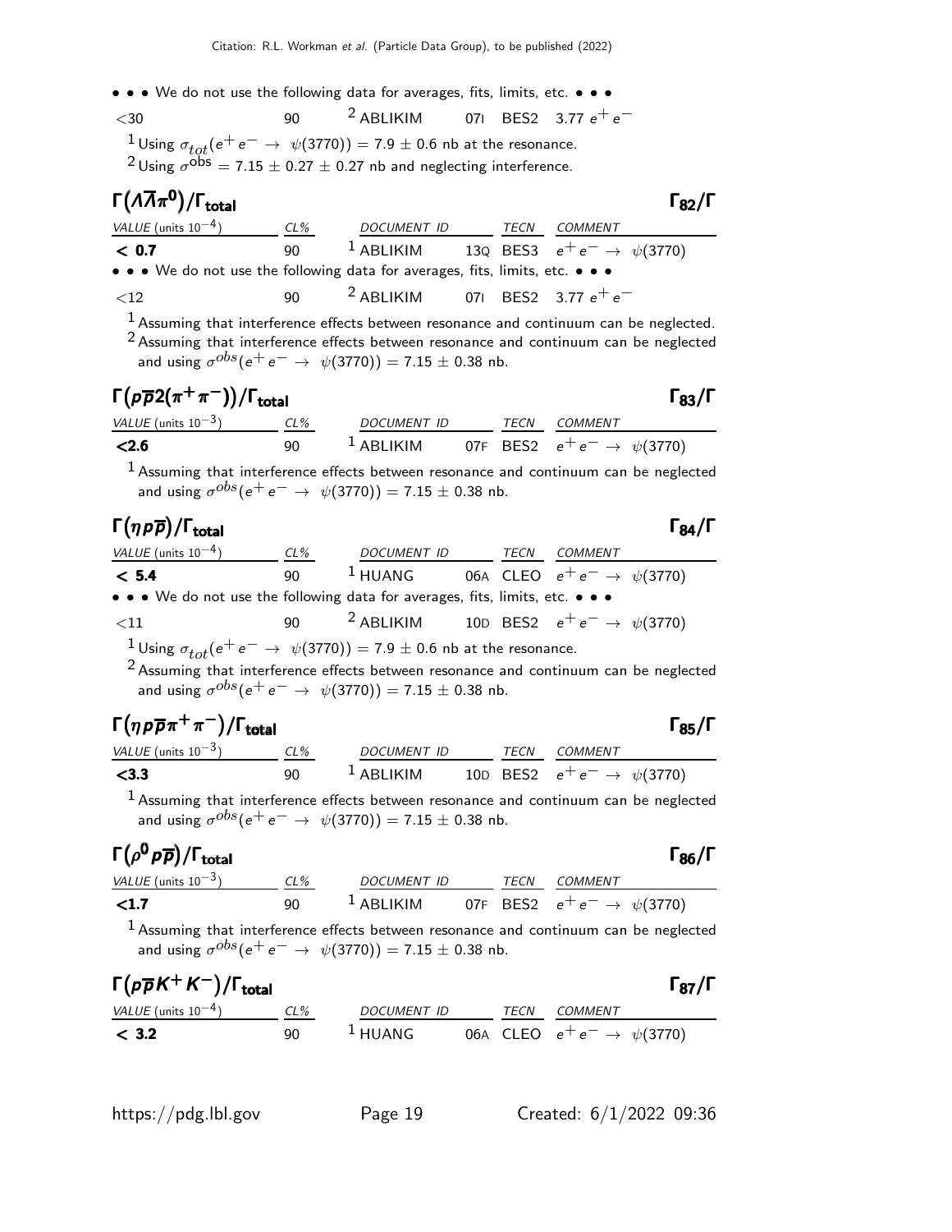• • • We do not use the following data for averages, fits, limits, etc. • • •

| | | | | | |
|---|---|---|---|---|---|
| <30 | 90 | [2] ABLIKIM | 07I | BES2 | 3.77 $e^+e^-$ |

[1] Using $\sigma_{tot}(e^+e^- \to \psi(3770)) = 7.9 \pm 0.6$ nb at the resonance.
[2] Using $\sigma^{obs} = 7.15 \pm 0.27 \pm 0.27$ nb and neglecting interference.

## $\Gamma(\Lambda\overline{\Lambda}\pi^0)/\Gamma_{total}$ — $\Gamma_{82}/\Gamma$

| VALUE (units $10^{-4}$) | CL% | DOCUMENT ID | | TECN | COMMENT |
|---|---|---|---|---|---|
| **< 0.7** | 90 | [1] ABLIKIM | 13Q | BES3 | $e^+e^- \to \psi(3770)$ |
| • • • We do not use the following data for averages, fits, limits, etc. • • • | | | | | |
| <12 | 90 | [2] ABLIKIM | 07I | BES2 | 3.77 $e^+e^-$ |

[1] Assuming that interference effects between resonance and continuum can be neglected.
[2] Assuming that interference effects between resonance and continuum can be neglected and using $\sigma^{obs}(e^+e^- \to \psi(3770)) = 7.15 \pm 0.38$ nb.

## $\Gamma(p\overline{p}2(\pi^+\pi^-))/\Gamma_{total}$ — $\Gamma_{83}/\Gamma$

| VALUE (units $10^{-3}$) | CL% | DOCUMENT ID | | TECN | COMMENT |
|---|---|---|---|---|---|
| **<2.6** | 90 | [1] ABLIKIM | 07F | BES2 | $e^+e^- \to \psi(3770)$ |

[1] Assuming that interference effects between resonance and continuum can be neglected and using $\sigma^{obs}(e^+e^- \to \psi(3770)) = 7.15 \pm 0.38$ nb.

## $\Gamma(\eta p\overline{p})/\Gamma_{total}$ — $\Gamma_{84}/\Gamma$

| VALUE (units $10^{-4}$) | CL% | DOCUMENT ID | | TECN | COMMENT |
|---|---|---|---|---|---|
| **< 5.4** | 90 | [1] HUANG | 06A | CLEO | $e^+e^- \to \psi(3770)$ |
| • • • We do not use the following data for averages, fits, limits, etc. • • • | | | | | |
| <11 | 90 | [2] ABLIKIM | 10D | BES2 | $e^+e^- \to \psi(3770)$ |

[1] Using $\sigma_{tot}(e^+e^- \to \psi(3770)) = 7.9 \pm 0.6$ nb at the resonance.
[2] Assuming that interference effects between resonance and continuum can be neglected and using $\sigma^{obs}(e^+e^- \to \psi(3770)) = 7.15 \pm 0.38$ nb.

## $\Gamma(\eta p\overline{p}\pi^+\pi^-)/\Gamma_{total}$ — $\Gamma_{85}/\Gamma$

| VALUE (units $10^{-3}$) | CL% | DOCUMENT ID | | TECN | COMMENT |
|---|---|---|---|---|---|
| **<3.3** | 90 | [1] ABLIKIM | 10D | BES2 | $e^+e^- \to \psi(3770)$ |

[1] Assuming that interference effects between resonance and continuum can be neglected and using $\sigma^{obs}(e^+e^- \to \psi(3770)) = 7.15 \pm 0.38$ nb.

## $\Gamma(\rho^0 p\overline{p})/\Gamma_{total}$ — $\Gamma_{86}/\Gamma$

| VALUE (units $10^{-3}$) | CL% | DOCUMENT ID | | TECN | COMMENT |
|---|---|---|---|---|---|
| **<1.7** | 90 | [1] ABLIKIM | 07F | BES2 | $e^+e^- \to \psi(3770)$ |

[1] Assuming that interference effects between resonance and continuum can be neglected and using $\sigma^{obs}(e^+e^- \to \psi(3770)) = 7.15 \pm 0.38$ nb.

## $\Gamma(p\overline{p}K^+K^-)/\Gamma_{total}$ — $\Gamma_{87}/\Gamma$

| VALUE (units $10^{-4}$) | CL% | DOCUMENT ID | | TECN | COMMENT |
|---|---|---|---|---|---|
| **< 3.2** | 90 | [1] HUANG | 06A | CLEO | $e^+e^- \to \psi(3770)$ |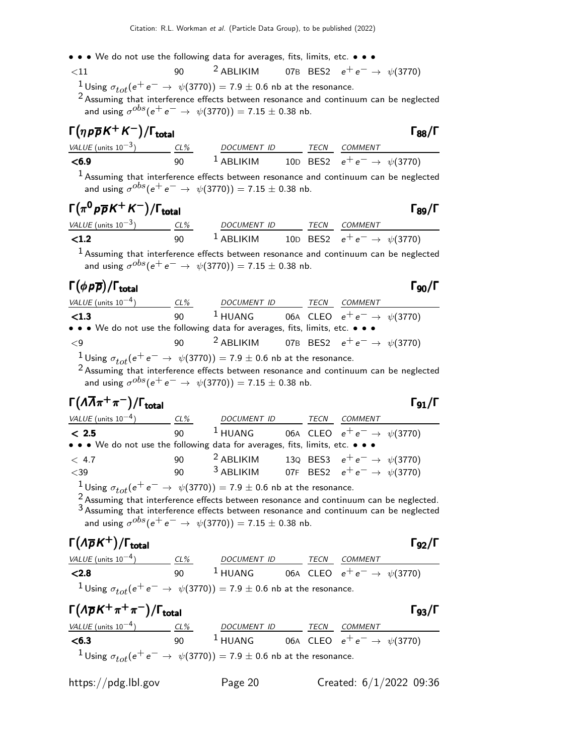• • • We do not use the following data for averages, fits, limits, etc. • • •

| | | | | | |
|---|---|---|---|---|---|
| <11 | 90 | [2] ABLIKIM | 07B | BES2 | $e^+ e^- \rightarrow \psi(3770)$ |

[1] Using $\sigma_{tot}(e^+ e^- \rightarrow \psi(3770)) = 7.9 \pm 0.6$ nb at the resonance.

[2] Assuming that interference effects between resonance and continuum can be neglected and using $\sigma^{obs}(e^+ e^- \rightarrow \psi(3770)) = 7.15 \pm 0.38$ nb.

## $\Gamma(\eta p \overline{p} K^+ K^-)/\Gamma_{\text{total}}$ — $\Gamma_{88}/\Gamma$

| VALUE (units $10^{-3}$) | CL% | DOCUMENT ID | | TECN | COMMENT |
|---|---|---|---|---|---|
| **<6.9** | 90 | [1] ABLIKIM | 10D | BES2 | $e^+ e^- \rightarrow \psi(3770)$ |

[1] Assuming that interference effects between resonance and continuum can be neglected and using $\sigma^{obs}(e^+ e^- \rightarrow \psi(3770)) = 7.15 \pm 0.38$ nb.

## $\Gamma(\pi^0 p \overline{p} K^+ K^-)/\Gamma_{\text{total}}$ — $\Gamma_{89}/\Gamma$

| VALUE (units $10^{-3}$) | CL% | DOCUMENT ID | | TECN | COMMENT |
|---|---|---|---|---|---|
| **<1.2** | 90 | [1] ABLIKIM | 10D | BES2 | $e^+ e^- \rightarrow \psi(3770)$ |

[1] Assuming that interference effects between resonance and continuum can be neglected and using $\sigma^{obs}(e^+ e^- \rightarrow \psi(3770)) = 7.15 \pm 0.38$ nb.

## $\Gamma(\phi p \overline{p})/\Gamma_{\text{total}}$ — $\Gamma_{90}/\Gamma$

| VALUE (units $10^{-4}$) | CL% | DOCUMENT ID | | TECN | COMMENT |
|---|---|---|---|---|---|
| **<1.3** | 90 | [1] HUANG | 06A | CLEO | $e^+ e^- \rightarrow \psi(3770)$ |
| • • • We do not use the following data for averages, fits, limits, etc. • • • | | | | | |
| <9 | 90 | [2] ABLIKIM | 07B | BES2 | $e^+ e^- \rightarrow \psi(3770)$ |

[1] Using $\sigma_{tot}(e^+ e^- \rightarrow \psi(3770)) = 7.9 \pm 0.6$ nb at the resonance.

[2] Assuming that interference effects between resonance and continuum can be neglected and using $\sigma^{obs}(e^+ e^- \rightarrow \psi(3770)) = 7.15 \pm 0.38$ nb.

## $\Gamma(\Lambda \overline{\Lambda} \pi^+ \pi^-)/\Gamma_{\text{total}}$ — $\Gamma_{91}/\Gamma$

| VALUE (units $10^{-4}$) | CL% | DOCUMENT ID | | TECN | COMMENT |
|---|---|---|---|---|---|
| **< 2.5** | 90 | [1] HUANG | 06A | CLEO | $e^+ e^- \rightarrow \psi(3770)$ |
| • • • We do not use the following data for averages, fits, limits, etc. • • • | | | | | |
| < 4.7 | 90 | [2] ABLIKIM | 13Q | BES3 | $e^+ e^- \rightarrow \psi(3770)$ |
| <39 | 90 | [3] ABLIKIM | 07F | BES2 | $e^+ e^- \rightarrow \psi(3770)$ |

[1] Using $\sigma_{tot}(e^+ e^- \rightarrow \psi(3770)) = 7.9 \pm 0.6$ nb at the resonance.

[2] Assuming that interference effects between resonance and continuum can be neglected.

[3] Assuming that interference effects between resonance and continuum can be neglected and using $\sigma^{obs}(e^+ e^- \rightarrow \psi(3770)) = 7.15 \pm 0.38$ nb.

## $\Gamma(\Lambda \overline{p} K^+)/\Gamma_{\text{total}}$ — $\Gamma_{92}/\Gamma$

| VALUE (units $10^{-4}$) | CL% | DOCUMENT ID | | TECN | COMMENT |
|---|---|---|---|---|---|
| **<2.8** | 90 | [1] HUANG | 06A | CLEO | $e^+ e^- \rightarrow \psi(3770)$ |

[1] Using $\sigma_{tot}(e^+ e^- \rightarrow \psi(3770)) = 7.9 \pm 0.6$ nb at the resonance.

## $\Gamma(\Lambda \overline{p} K^+ \pi^+ \pi^-)/\Gamma_{\text{total}}$ — $\Gamma_{93}/\Gamma$

| VALUE (units $10^{-4}$) | CL% | DOCUMENT ID | | TECN | COMMENT |
|---|---|---|---|---|---|
| **<6.3** | 90 | [1] HUANG | 06A | CLEO | $e^+ e^- \rightarrow \psi(3770)$ |

[1] Using $\sigma_{tot}(e^+ e^- \rightarrow \psi(3770)) = 7.9 \pm 0.6$ nb at the resonance.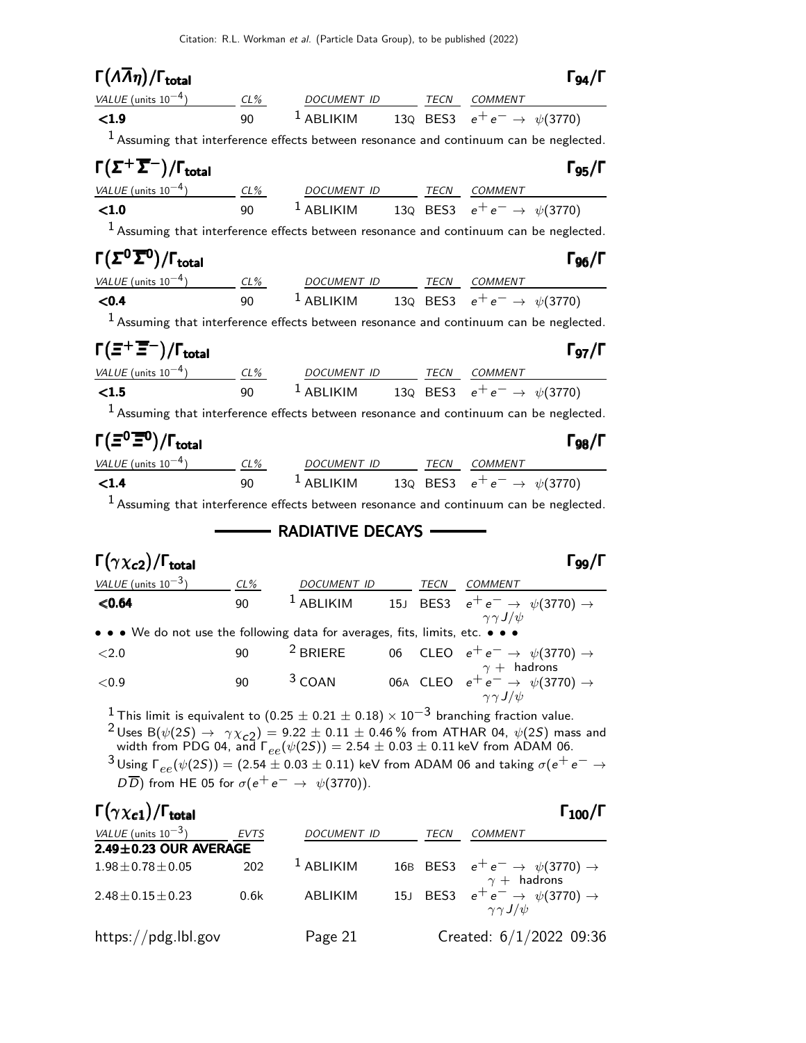### $\Gamma(\Lambda\overline{\Lambda}\eta)/\Gamma_{total}$ $\Gamma_{94}/\Gamma$

| VALUE (units $10^{-4}$) | CL% | DOCUMENT ID | | TECN | COMMENT |
|---|---|---|---|---|---|
| **<1.9** | 90 | [1] ABLIKIM | 13Q | BES3 | $e^+e^- \rightarrow \psi(3770)$ |

[1] Assuming that interference effects between resonance and continuum can be neglected.

### $\Gamma(\Sigma^+\overline{\Sigma}^-)/\Gamma_{total}$ $\Gamma_{95}/\Gamma$

| VALUE (units $10^{-4}$) | CL% | DOCUMENT ID | | TECN | COMMENT |
|---|---|---|---|---|---|
| **<1.0** | 90 | [1] ABLIKIM | 13Q | BES3 | $e^+e^- \rightarrow \psi(3770)$ |

[1] Assuming that interference effects between resonance and continuum can be neglected.

### $\Gamma(\Sigma^0\overline{\Sigma}^0)/\Gamma_{total}$ $\Gamma_{96}/\Gamma$

| VALUE (units $10^{-4}$) | CL% | DOCUMENT ID | | TECN | COMMENT |
|---|---|---|---|---|---|
| **<0.4** | 90 | [1] ABLIKIM | 13Q | BES3 | $e^+e^- \rightarrow \psi(3770)$ |

[1] Assuming that interference effects between resonance and continuum can be neglected.

### $\Gamma(\Xi^+\overline{\Xi}^-)/\Gamma_{total}$ $\Gamma_{97}/\Gamma$

| VALUE (units $10^{-4}$) | CL% | DOCUMENT ID | | TECN | COMMENT |
|---|---|---|---|---|---|
| **<1.5** | 90 | [1] ABLIKIM | 13Q | BES3 | $e^+e^- \rightarrow \psi(3770)$ |

[1] Assuming that interference effects between resonance and continuum can be neglected.

### $\Gamma(\Xi^0\overline{\Xi}^0)/\Gamma_{total}$ $\Gamma_{98}/\Gamma$

| VALUE (units $10^{-4}$) | CL% | DOCUMENT ID | | TECN | COMMENT |
|---|---|---|---|---|---|
| **<1.4** | 90 | [1] ABLIKIM | 13Q | BES3 | $e^+e^- \rightarrow \psi(3770)$ |

[1] Assuming that interference effects between resonance and continuum can be neglected.

## RADIATIVE DECAYS

### $\Gamma(\gamma\chi_{c2})/\Gamma_{total}$ $\Gamma_{99}/\Gamma$

| VALUE (units $10^{-3}$) | CL% | DOCUMENT ID | | TECN | COMMENT |
|---|---|---|---|---|---|
| **<0.64** | 90 | [1] ABLIKIM | 15J | BES3 | $e^+e^- \rightarrow \psi(3770) \rightarrow \gamma\gamma J/\psi$ |
| • • • We do not use the following data for averages, fits, limits, etc. • • • | | | | | |
| <2.0 | 90 | [2] BRIERE | 06 | CLEO | $e^+e^- \rightarrow \psi(3770) \rightarrow \gamma +$ hadrons |
| <0.9 | 90 | [3] COAN | 06A | CLEO | $e^+e^- \rightarrow \psi(3770) \rightarrow \gamma\gamma J/\psi$ |

[1] This limit is equivalent to $(0.25 \pm 0.21 \pm 0.18) \times 10^{-3}$ branching fraction value.

[2] Uses $B(\psi(2S) \rightarrow \gamma\chi_{c2}) = 9.22 \pm 0.11 \pm 0.46\,\%$ from ATHAR 04, $\psi(2S)$ mass and width from PDG 04, and $\Gamma_{ee}(\psi(2S)) = 2.54 \pm 0.03 \pm 0.11$ keV from ADAM 06.

[3] Using $\Gamma_{ee}(\psi(2S)) = (2.54 \pm 0.03 \pm 0.11)$ keV from ADAM 06 and taking $\sigma(e^+e^- \rightarrow D\overline{D})$ from HE 05 for $\sigma(e^+e^- \rightarrow \psi(3770))$.

### $\Gamma(\gamma\chi_{c1})/\Gamma_{total}$ $\Gamma_{100}/\Gamma$

| VALUE (units $10^{-3}$) | EVTS | DOCUMENT ID | | TECN | COMMENT |
|---|---|---|---|---|---|
| **2.49±0.23 OUR AVERAGE** | | | | | |
| $1.98 \pm 0.78 \pm 0.05$ | 202 | [1] ABLIKIM | 16B | BES3 | $e^+e^- \rightarrow \psi(3770) \rightarrow \gamma +$ hadrons |
| $2.48 \pm 0.15 \pm 0.23$ | 0.6k | ABLIKIM | 15J | BES3 | $e^+e^- \rightarrow \psi(3770) \rightarrow \gamma\gamma J/\psi$ |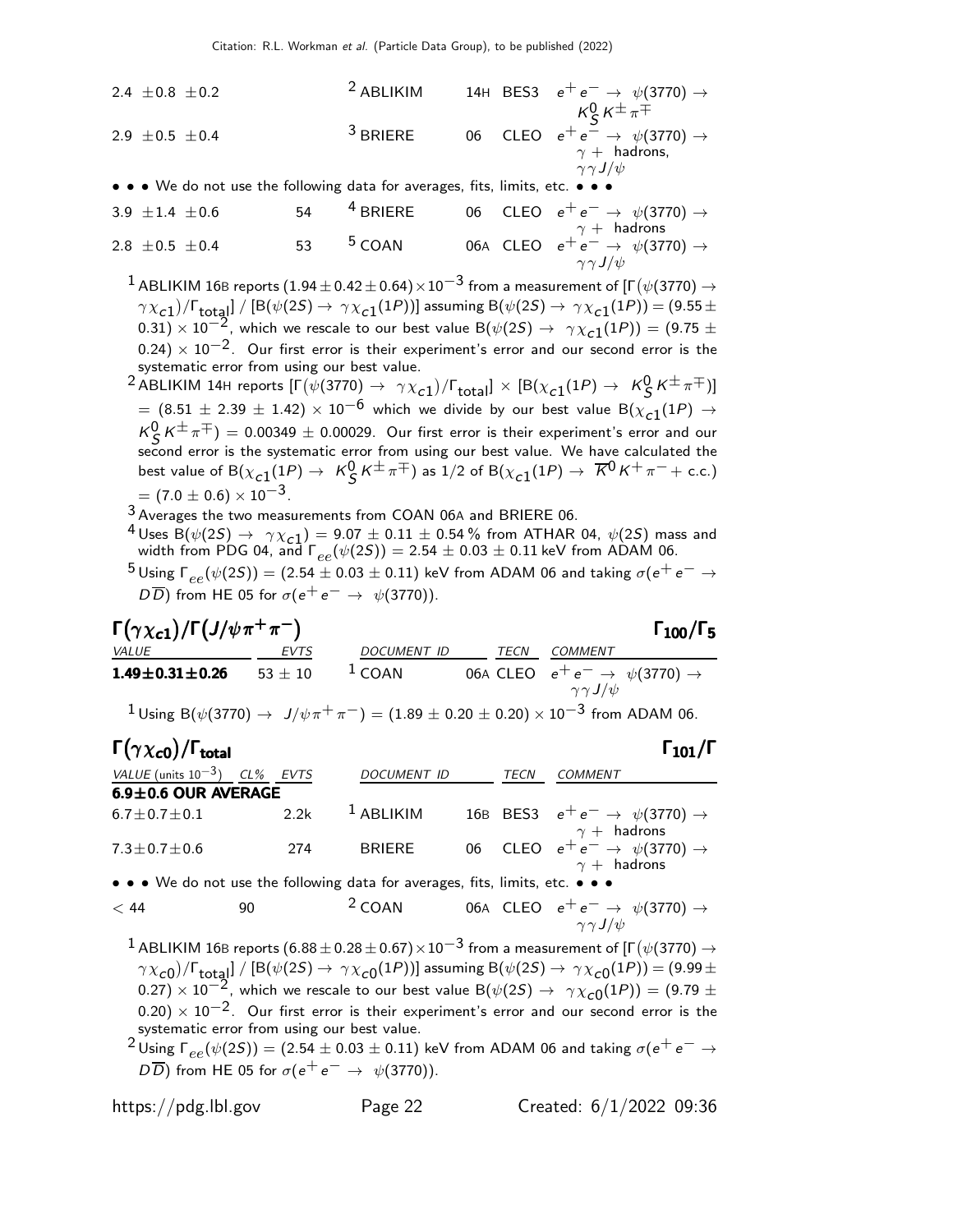| VALUE | EVTS | DOCUMENT ID | | TECN | COMMENT |
|---|---|---|---|---|---|
| $2.4 \pm 0.8 \pm 0.2$ | | [2] ABLIKIM | 14H | BES3 | $e^+e^- \rightarrow \psi(3770) \rightarrow K^0_S K^\pm \pi^\mp$ |
| $2.9 \pm 0.5 \pm 0.4$ | | [3] BRIERE | 06 | CLEO | $e^+e^- \rightarrow \psi(3770) \rightarrow \gamma +$ hadrons, $\gamma\gamma J/\psi$ |
| • • • We do not use the following data for averages, fits, limits, etc. • • • | | | | | |
| $3.9 \pm 1.4 \pm 0.6$ | 54 | [4] BRIERE | 06 | CLEO | $e^+e^- \rightarrow \psi(3770) \rightarrow \gamma +$ hadrons |
| $2.8 \pm 0.5 \pm 0.4$ | 53 | [5] COAN | 06A | CLEO | $e^+e^- \rightarrow \psi(3770) \rightarrow \gamma\gamma J/\psi$ |

[1] ABLIKIM 16B reports $(1.94 \pm 0.42 \pm 0.64) \times 10^{-3}$ from a measurement of $[\Gamma(\psi(3770) \rightarrow \gamma\chi_{c1})/\Gamma_{\text{total}}]$ / $[B(\psi(2S) \rightarrow \gamma\chi_{c1}(1P))]$ assuming $B(\psi(2S) \rightarrow \gamma\chi_{c1}(1P)) = (9.55 \pm 0.31) \times 10^{-2}$, which we rescale to our best value $B(\psi(2S) \rightarrow \gamma\chi_{c1}(1P)) = (9.75 \pm 0.24) \times 10^{-2}$. Our first error is their experiment's error and our second error is the systematic error from using our best value.

[2] ABLIKIM 14H reports $[\Gamma(\psi(3770) \rightarrow \gamma\chi_{c1})/\Gamma_{\text{total}}] \times [B(\chi_{c1}(1P) \rightarrow K^0_S K^\pm \pi^\mp)] = (8.51 \pm 2.39 \pm 1.42) \times 10^{-6}$ which we divide by our best value $B(\chi_{c1}(1P) \rightarrow K^0_S K^\pm \pi^\mp) = 0.00349 \pm 0.00029$. Our first error is their experiment's error and our second error is the systematic error from using our best value. We have calculated the best value of $B(\chi_{c1}(1P) \rightarrow K^0_S K^\pm \pi^\mp)$ as 1/2 of $B(\chi_{c1}(1P) \rightarrow \overline{K}^0 K^+ \pi^- +$ c.c.$) = (7.0 \pm 0.6) \times 10^{-3}$.

[3] Averages the two measurements from COAN 06A and BRIERE 06.

[4] Uses $B(\psi(2S) \rightarrow \gamma\chi_{c1}) = 9.07 \pm 0.11 \pm 0.54$ % from ATHAR 04, $\psi(2S)$ mass and width from PDG 04, and $\Gamma_{ee}(\psi(2S)) = 2.54 \pm 0.03 \pm 0.11$ keV from ADAM 06.

[5] Using $\Gamma_{ee}(\psi(2S)) = (2.54 \pm 0.03 \pm 0.11)$ keV from ADAM 06 and taking $\sigma(e^+e^- \rightarrow D\overline{D})$ from HE 05 for $\sigma(e^+e^- \rightarrow \psi(3770))$.

## $\Gamma(\gamma\chi_{c1})/\Gamma(J/\psi\pi^+\pi^-)$ — $\Gamma_{100}/\Gamma_5$

| VALUE | EVTS | DOCUMENT ID | | TECN | COMMENT |
|---|---|---|---|---|---|
| **1.49±0.31±0.26** | $53 \pm 10$ | [1] COAN | 06A | CLEO | $e^+e^- \rightarrow \psi(3770) \rightarrow \gamma\gamma J/\psi$ |

[1] Using $B(\psi(3770) \rightarrow J/\psi\pi^+\pi^-) = (1.89 \pm 0.20 \pm 0.20) \times 10^{-3}$ from ADAM 06.

## $\Gamma(\gamma\chi_{c0})/\Gamma_{\text{total}}$ — $\Gamma_{101}/\Gamma$

| VALUE (units $10^{-3}$) | CL% | EVTS | DOCUMENT ID | | TECN | COMMENT |
|---|---|---|---|---|---|---|
| **6.9±0.6 OUR AVERAGE** | | | | | | |
| $6.7 \pm 0.7 \pm 0.1$ | | 2.2k | [1] ABLIKIM | 16B | BES3 | $e^+e^- \rightarrow \psi(3770) \rightarrow \gamma +$ hadrons |
| $7.3 \pm 0.7 \pm 0.6$ | | 274 | BRIERE | 06 | CLEO | $e^+e^- \rightarrow \psi(3770) \rightarrow \gamma +$ hadrons |
| • • • We do not use the following data for averages, fits, limits, etc. • • • | | | | | | |
| $< 44$ | 90 | | [2] COAN | 06A | CLEO | $e^+e^- \rightarrow \psi(3770) \rightarrow \gamma\gamma J/\psi$ |

[1] ABLIKIM 16B reports $(6.88 \pm 0.28 \pm 0.67) \times 10^{-3}$ from a measurement of $[\Gamma(\psi(3770) \rightarrow \gamma\chi_{c0})/\Gamma_{\text{total}}]$ / $[B(\psi(2S) \rightarrow \gamma\chi_{c0}(1P))]$ assuming $B(\psi(2S) \rightarrow \gamma\chi_{c0}(1P)) = (9.99 \pm 0.27) \times 10^{-2}$, which we rescale to our best value $B(\psi(2S) \rightarrow \gamma\chi_{c0}(1P)) = (9.79 \pm 0.20) \times 10^{-2}$. Our first error is their experiment's error and our second error is the systematic error from using our best value.

[2] Using $\Gamma_{ee}(\psi(2S)) = (2.54 \pm 0.03 \pm 0.11)$ keV from ADAM 06 and taking $\sigma(e^+e^- \rightarrow D\overline{D})$ from HE 05 for $\sigma(e^+e^- \rightarrow \psi(3770))$.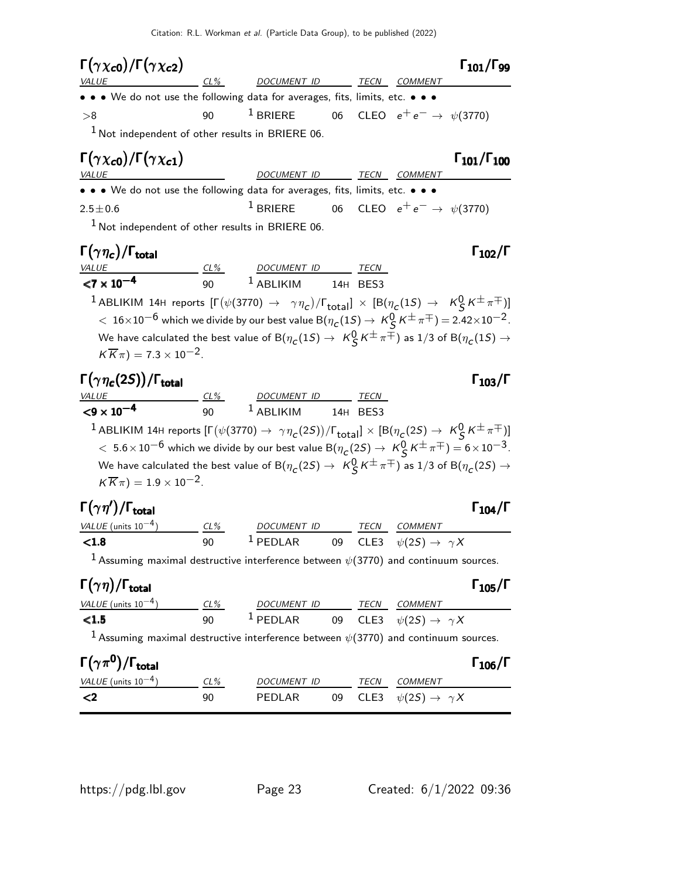### $\Gamma(\gamma\chi_{c0})/\Gamma(\gamma\chi_{c2})$ — $\Gamma_{101}/\Gamma_{99}$

| VALUE | CL% | DOCUMENT ID | | TECN | COMMENT |
|---|---|---|---|---|---|
| • • • We do not use the following data for averages, fits, limits, etc. • • • | | | | | |
| >8 | 90 | [1] BRIERE | 06 | CLEO | $e^+e^- \rightarrow \psi(3770)$ |

[1] Not independent of other results in BRIERE 06.

### $\Gamma(\gamma\chi_{c0})/\Gamma(\gamma\chi_{c1})$ — $\Gamma_{101}/\Gamma_{100}$

| VALUE | DOCUMENT ID | | TECN | COMMENT |
|---|---|---|---|---|
| • • • We do not use the following data for averages, fits, limits, etc. • • • | | | | |
| $2.5\pm0.6$ | [1] BRIERE | 06 | CLEO | $e^+e^- \rightarrow \psi(3770)$ |

[1] Not independent of other results in BRIERE 06.

### $\Gamma(\gamma\eta_c)/\Gamma_{total}$ — $\Gamma_{102}/\Gamma$

| VALUE | CL% | DOCUMENT ID | | TECN |
|---|---|---|---|---|
| **$<7\times10^{-4}$** | 90 | [1] ABLIKIM | 14H | BES3 |

[1] ABLIKIM 14H reports $[\Gamma(\psi(3770) \rightarrow \gamma\eta_c)/\Gamma_{total}] \times [B(\eta_c(1S) \rightarrow K^0_S K^\pm \pi^\mp)] < 16\times10^{-6}$ which we divide by our best value $B(\eta_c(1S) \rightarrow K^0_S K^\pm \pi^\mp) = 2.42\times10^{-2}$. We have calculated the best value of $B(\eta_c(1S) \rightarrow K^0_S K^\pm \pi^\mp)$ as 1/3 of $B(\eta_c(1S) \rightarrow K\overline{K}\pi) = 7.3\times10^{-2}$.

### $\Gamma(\gamma\eta_c(2S))/\Gamma_{total}$ — $\Gamma_{103}/\Gamma$

| VALUE | CL% | DOCUMENT ID | | TECN |
|---|---|---|---|---|
| **$<9\times10^{-4}$** | 90 | [1] ABLIKIM | 14H | BES3 |

[1] ABLIKIM 14H reports $[\Gamma(\psi(3770) \rightarrow \gamma\eta_c(2S))/\Gamma_{total}] \times [B(\eta_c(2S) \rightarrow K^0_S K^\pm \pi^\mp)] < 5.6\times10^{-6}$ which we divide by our best value $B(\eta_c(2S) \rightarrow K^0_S K^\pm \pi^\mp) = 6\times10^{-3}$. We have calculated the best value of $B(\eta_c(2S) \rightarrow K^0_S K^\pm \pi^\mp)$ as 1/3 of $B(\eta_c(2S) \rightarrow K\overline{K}\pi) = 1.9\times10^{-2}$.

### $\Gamma(\gamma\eta')/\Gamma_{total}$ — $\Gamma_{104}/\Gamma$

| VALUE (units $10^{-4}$) | CL% | DOCUMENT ID | | TECN | COMMENT |
|---|---|---|---|---|---|
| **<1.8** | 90 | [1] PEDLAR | 09 | CLE3 | $\psi(2S) \rightarrow \gamma X$ |

[1] Assuming maximal destructive interference between $\psi(3770)$ and continuum sources.

### $\Gamma(\gamma\eta)/\Gamma_{total}$ — $\Gamma_{105}/\Gamma$

| VALUE (units $10^{-4}$) | CL% | DOCUMENT ID | | TECN | COMMENT |
|---|---|---|---|---|---|
| **<1.5** | 90 | [1] PEDLAR | 09 | CLE3 | $\psi(2S) \rightarrow \gamma X$ |

[1] Assuming maximal destructive interference between $\psi(3770)$ and continuum sources.

### $\Gamma(\gamma\pi^0)/\Gamma_{total}$ — $\Gamma_{106}/\Gamma$

| VALUE (units $10^{-4}$) | CL% | DOCUMENT ID | | TECN | COMMENT |
|---|---|---|---|---|---|
| **<2** | 90 | PEDLAR | 09 | CLE3 | $\psi(2S) \rightarrow \gamma X$ |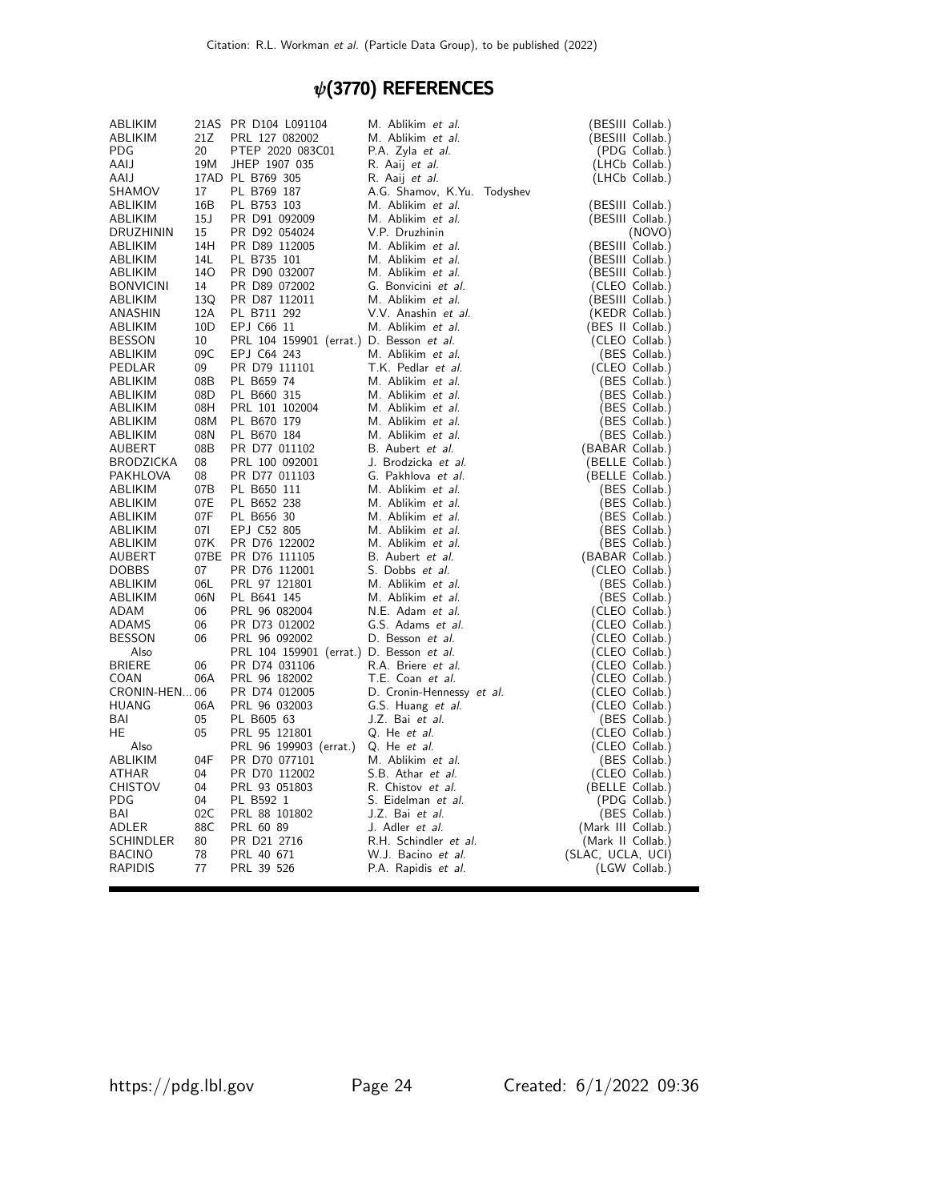## $\psi(3770)$ REFERENCES

| | | | | |
|---|---|---|---|---|
| ABLIKIM | 21AS | PR D104 L091104 | M. Ablikim *et al.* | (BESIII Collab.) |
| ABLIKIM | 21Z | PRL 127 082002 | M. Ablikim *et al.* | (BESIII Collab.) |
| PDG | 20 | PTEP 2020 083C01 | P.A. Zyla *et al.* | (PDG Collab.) |
| AAIJ | 19M | JHEP 1907 035 | R. Aaij *et al.* | (LHCb Collab.) |
| AAIJ | 17AD | PL B769 305 | R. Aaij *et al.* | (LHCb Collab.) |
| SHAMOV | 17 | PL B769 187 | A.G. Shamov, K.Yu. Todyshev | |
| ABLIKIM | 16B | PL B753 103 | M. Ablikim *et al.* | (BESIII Collab.) |
| ABLIKIM | 15J | PR D91 092009 | M. Ablikim *et al.* | (BESIII Collab.) |
| DRUZHININ | 15 | PR D92 054024 | V.P. Druzhinin | (NOVO) |
| ABLIKIM | 14H | PR D89 112005 | M. Ablikim *et al.* | (BESIII Collab.) |
| ABLIKIM | 14L | PL B735 101 | M. Ablikim *et al.* | (BESIII Collab.) |
| ABLIKIM | 14O | PR D90 032007 | M. Ablikim *et al.* | (BESIII Collab.) |
| BONVICINI | 14 | PR D89 072002 | G. Bonvicini *et al.* | (CLEO Collab.) |
| ABLIKIM | 13Q | PR D87 112011 | M. Ablikim *et al.* | (BESIII Collab.) |
| ANASHIN | 12A | PL B711 292 | V.V. Anashin *et al.* | (KEDR Collab.) |
| ABLIKIM | 10D | EPJ C66 11 | M. Ablikim *et al.* | (BES II Collab.) |
| BESSON | 10 | PRL 104 159901 (errat.) | D. Besson *et al.* | (CLEO Collab.) |
| ABLIKIM | 09C | EPJ C64 243 | M. Ablikim *et al.* | (BES Collab.) |
| PEDLAR | 09 | PR D79 111101 | T.K. Pedlar *et al.* | (CLEO Collab.) |
| ABLIKIM | 08B | PL B659 74 | M. Ablikim *et al.* | (BES Collab.) |
| ABLIKIM | 08D | PL B660 315 | M. Ablikim *et al.* | (BES Collab.) |
| ABLIKIM | 08H | PRL 101 102004 | M. Ablikim *et al.* | (BES Collab.) |
| ABLIKIM | 08M | PL B670 179 | M. Ablikim *et al.* | (BES Collab.) |
| ABLIKIM | 08N | PL B670 184 | M. Ablikim *et al.* | (BES Collab.) |
| AUBERT | 08B | PR D77 011102 | B. Aubert *et al.* | (BABAR Collab.) |
| BRODZICKA | 08 | PRL 100 092001 | J. Brodzicka *et al.* | (BELLE Collab.) |
| PAKHLOVA | 08 | PR D77 011103 | G. Pakhlova *et al.* | (BELLE Collab.) |
| ABLIKIM | 07B | PL B650 111 | M. Ablikim *et al.* | (BES Collab.) |
| ABLIKIM | 07E | PL B652 238 | M. Ablikim *et al.* | (BES Collab.) |
| ABLIKIM | 07F | PL B656 30 | M. Ablikim *et al.* | (BES Collab.) |
| ABLIKIM | 07I | EPJ C52 805 | M. Ablikim *et al.* | (BES Collab.) |
| ABLIKIM | 07K | PR D76 122002 | M. Ablikim *et al.* | (BES Collab.) |
| AUBERT | 07BE | PR D76 111105 | B. Aubert *et al.* | (BABAR Collab.) |
| DOBBS | 07 | PR D76 112001 | S. Dobbs *et al.* | (CLEO Collab.) |
| ABLIKIM | 06L | PRL 97 121801 | M. Ablikim *et al.* | (BES Collab.) |
| ABLIKIM | 06N | PL B641 145 | M. Ablikim *et al.* | (BES Collab.) |
| ADAM | 06 | PRL 96 082004 | N.E. Adam *et al.* | (CLEO Collab.) |
| ADAMS | 06 | PR D73 012002 | G.S. Adams *et al.* | (CLEO Collab.) |
| BESSON | 06 | PRL 96 092002 | D. Besson *et al.* | (CLEO Collab.) |
| Also | | PRL 104 159901 (errat.) | D. Besson *et al.* | (CLEO Collab.) |
| BRIERE | 06 | PR D74 031106 | R.A. Briere *et al.* | (CLEO Collab.) |
| COAN | 06A | PRL 96 182002 | T.E. Coan *et al.* | (CLEO Collab.) |
| CRONIN-HEN... | 06 | PR D74 012005 | D. Cronin-Hennessy *et al.* | (CLEO Collab.) |
| HUANG | 06A | PRL 96 032003 | G.S. Huang *et al.* | (CLEO Collab.) |
| BAI | 05 | PL B605 63 | J.Z. Bai *et al.* | (BES Collab.) |
| HE | 05 | PRL 95 121801 | Q. He *et al.* | (CLEO Collab.) |
| Also | | PRL 96 199903 (errat.) | Q. He *et al.* | (CLEO Collab.) |
| ABLIKIM | 04F | PR D70 077101 | M. Ablikim *et al.* | (BES Collab.) |
| ATHAR | 04 | PR D70 112002 | S.B. Athar *et al.* | (CLEO Collab.) |
| CHISTOV | 04 | PRL 93 051803 | R. Chistov *et al.* | (BELLE Collab.) |
| PDG | 04 | PL B592 1 | S. Eidelman *et al.* | (PDG Collab.) |
| BAI | 02C | PRL 88 101802 | J.Z. Bai *et al.* | (BES Collab.) |
| ADLER | 88C | PRL 60 89 | J. Adler *et al.* | (Mark III Collab.) |
| SCHINDLER | 80 | PR D21 2716 | R.H. Schindler *et al.* | (Mark II Collab.) |
| BACINO | 78 | PRL 40 671 | W.J. Bacino *et al.* | (SLAC, UCLA, UCI) |
| RAPIDIS | 77 | PRL 39 526 | P.A. Rapidis *et al.* | (LGW Collab.) |